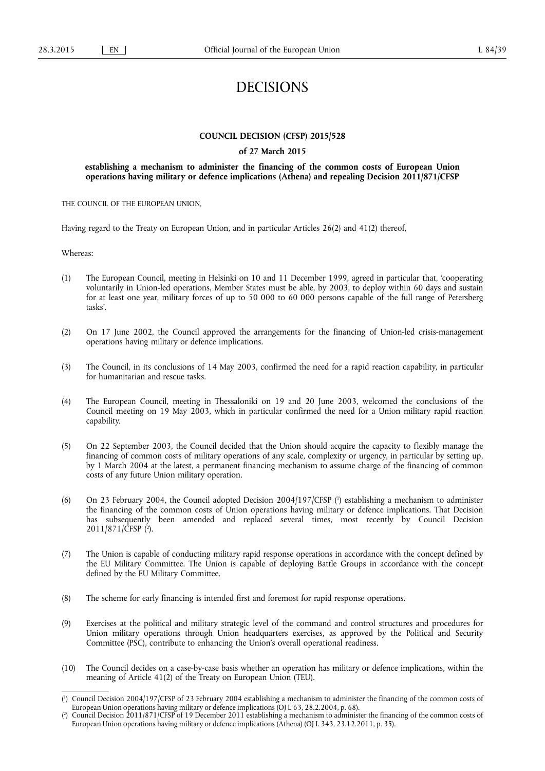# DECISIONS

## COUNCIL DECISION (CFSP) 2015/528

### of 27 March 2015

### establishing a mechanism to administer the financing of the common costs of European Union operations having military or defence implications (Athena) and repealing Decision 2011/871/CFSP

THE COUNCIL OF THE EUROPEAN UNION,

Having regard to the Treaty on European Union, and in particular Articles 26(2) and 41(2) thereof,

Whereas:

(1) The European Council, meeting in Helsinki on 10 and 11 December 1999, agreed in particular that, 'cooperating voluntarily in Union-led operations, Member States must be able, by 2003, to deploy within 60 days and sustain for at least one year, military forces of up to 50 000 to 60 000 persons capable of the full range of Petersberg tasks'.

(2) On 17 June 2002, the Council approved the arrangements for the financing of Union-led crisis-management operations having military or defence implications.

(3) The Council, in its conclusions of 14 May 2003, confirmed the need for a rapid reaction capability, in particular for humanitarian and rescue tasks.

(4) The European Council, meeting in Thessaloniki on 19 and 20 June 2003, welcomed the conclusions of the Council meeting on 19 May 2003, which in particular confirmed the need for a Union military rapid reaction capability.

(5) On 22 September 2003, the Council decided that the Union should acquire the capacity to flexibly manage the financing of common costs of military operations of any scale, complexity or urgency, in particular by setting up, by 1 March 2004 at the latest, a permanent financing mechanism to assume charge of the financing of common costs of any future Union military operation.

(6) On 23 February 2004, the Council adopted Decision 2004/197/CFSP [1] establishing a mechanism to administer the financing of the common costs of Union operations having military or defence implications. That Decision has subsequently been amended and replaced several times, most recently by Council Decision 2011/871/CFSP [2].

(7) The Union is capable of conducting military rapid response operations in accordance with the concept defined by the EU Military Committee. The Union is capable of deploying Battle Groups in accordance with the concept defined by the EU Military Committee.

(8) The scheme for early financing is intended first and foremost for rapid response operations.

(9) Exercises at the political and military strategic level of the command and control structures and procedures for Union military operations through Union headquarters exercises, as approved by the Political and Security Committee (PSC), contribute to enhancing the Union's overall operational readiness.

(10) The Council decides on a case-by-case basis whether an operation has military or defence implications, within the meaning of Article 41(2) of the Treaty on European Union (TEU).

---

[1] Council Decision 2004/197/CFSP of 23 February 2004 establishing a mechanism to administer the financing of the common costs of European Union operations having military or defence implications (OJ L 63, 28.2.2004, p. 68).

[2] Council Decision 2011/871/CFSP of 19 December 2011 establishing a mechanism to administer the financing of the common costs of European Union operations having military or defence implications (Athena) (OJ L 343, 23.12.2011, p. 35).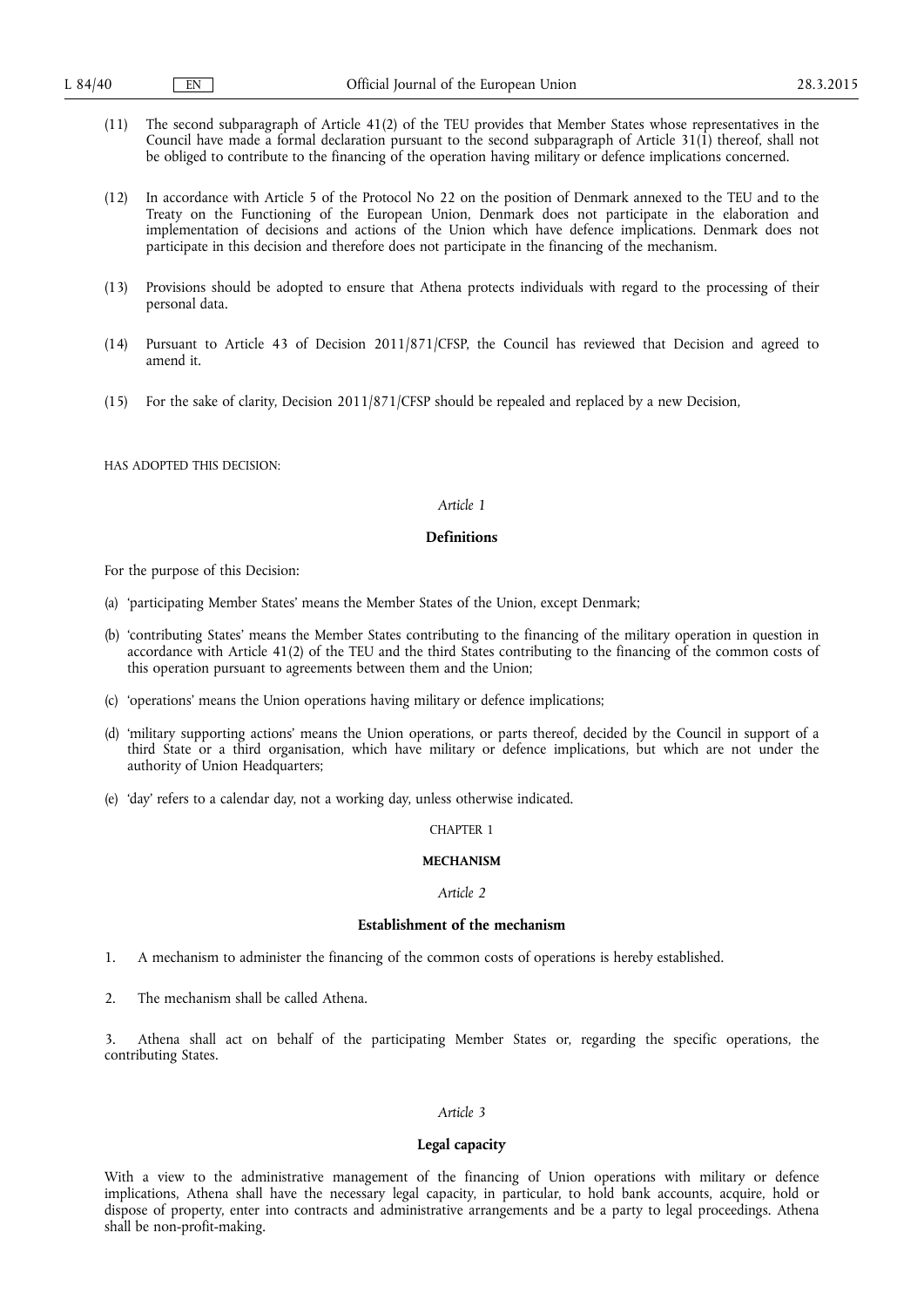(11) The second subparagraph of Article 41(2) of the TEU provides that Member States whose representatives in the Council have made a formal declaration pursuant to the second subparagraph of Article 31(1) thereof, shall not be obliged to contribute to the financing of the operation having military or defence implications concerned.

(12) In accordance with Article 5 of the Protocol No 22 on the position of Denmark annexed to the TEU and to the Treaty on the Functioning of the European Union, Denmark does not participate in the elaboration and implementation of decisions and actions of the Union which have defence implications. Denmark does not participate in this decision and therefore does not participate in the financing of the mechanism.

(13) Provisions should be adopted to ensure that Athena protects individuals with regard to the processing of their personal data.

(14) Pursuant to Article 43 of Decision 2011/871/CFSP, the Council has reviewed that Decision and agreed to amend it.

(15) For the sake of clarity, Decision 2011/871/CFSP should be repealed and replaced by a new Decision,

HAS ADOPTED THIS DECISION:

*Article 1*

**Definitions**

For the purpose of this Decision:

(a) 'participating Member States' means the Member States of the Union, except Denmark;

(b) 'contributing States' means the Member States contributing to the financing of the military operation in question in accordance with Article 41(2) of the TEU and the third States contributing to the financing of the common costs of this operation pursuant to agreements between them and the Union;

(c) 'operations' means the Union operations having military or defence implications;

(d) 'military supporting actions' means the Union operations, or parts thereof, decided by the Council in support of a third State or a third organisation, which have military or defence implications, but which are not under the authority of Union Headquarters;

(e) 'day' refers to a calendar day, not a working day, unless otherwise indicated.

CHAPTER 1

**MECHANISM**

*Article 2*

**Establishment of the mechanism**

1. A mechanism to administer the financing of the common costs of operations is hereby established.

2. The mechanism shall be called Athena.

3. Athena shall act on behalf of the participating Member States or, regarding the specific operations, the contributing States.

*Article 3*

**Legal capacity**

With a view to the administrative management of the financing of Union operations with military or defence implications, Athena shall have the necessary legal capacity, in particular, to hold bank accounts, acquire, hold or dispose of property, enter into contracts and administrative arrangements and be a party to legal proceedings. Athena shall be non-profit-making.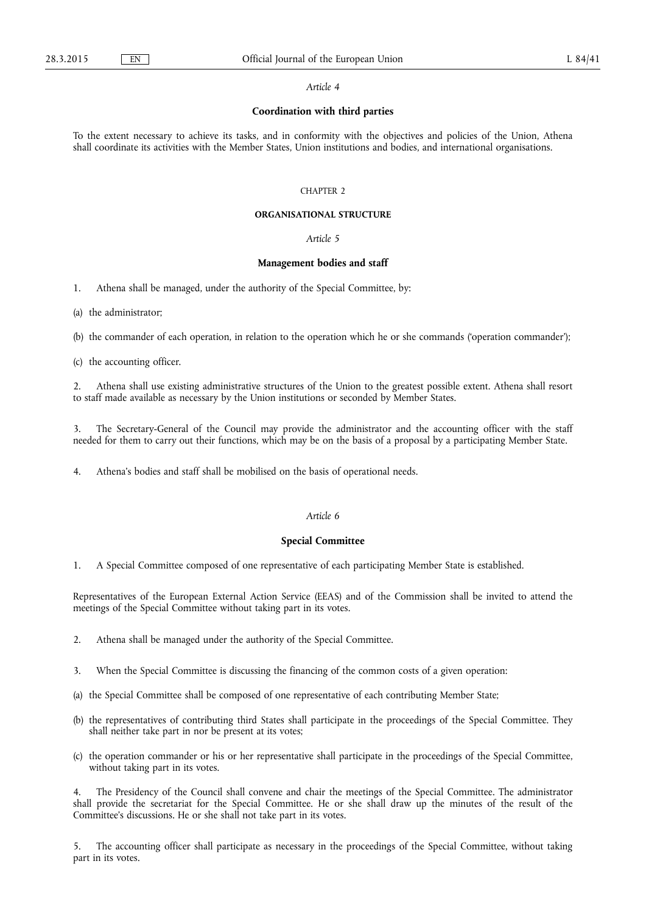*Article 4*

**Coordination with third parties**

To the extent necessary to achieve its tasks, and in conformity with the objectives and policies of the Union, Athena shall coordinate its activities with the Member States, Union institutions and bodies, and international organisations.

CHAPTER 2

**ORGANISATIONAL STRUCTURE**

*Article 5*

**Management bodies and staff**

1. Athena shall be managed, under the authority of the Special Committee, by:

(a) the administrator;

(b) the commander of each operation, in relation to the operation which he or she commands ('operation commander');

(c) the accounting officer.

2. Athena shall use existing administrative structures of the Union to the greatest possible extent. Athena shall resort to staff made available as necessary by the Union institutions or seconded by Member States.

3. The Secretary-General of the Council may provide the administrator and the accounting officer with the staff needed for them to carry out their functions, which may be on the basis of a proposal by a participating Member State.

4. Athena's bodies and staff shall be mobilised on the basis of operational needs.

*Article 6*

**Special Committee**

1. A Special Committee composed of one representative of each participating Member State is established.

Representatives of the European External Action Service (EEAS) and of the Commission shall be invited to attend the meetings of the Special Committee without taking part in its votes.

2. Athena shall be managed under the authority of the Special Committee.

3. When the Special Committee is discussing the financing of the common costs of a given operation:

(a) the Special Committee shall be composed of one representative of each contributing Member State;

(b) the representatives of contributing third States shall participate in the proceedings of the Special Committee. They shall neither take part in nor be present at its votes;

(c) the operation commander or his or her representative shall participate in the proceedings of the Special Committee, without taking part in its votes.

4. The Presidency of the Council shall convene and chair the meetings of the Special Committee. The administrator shall provide the secretariat for the Special Committee. He or she shall draw up the minutes of the result of the Committee's discussions. He or she shall not take part in its votes.

5. The accounting officer shall participate as necessary in the proceedings of the Special Committee, without taking part in its votes.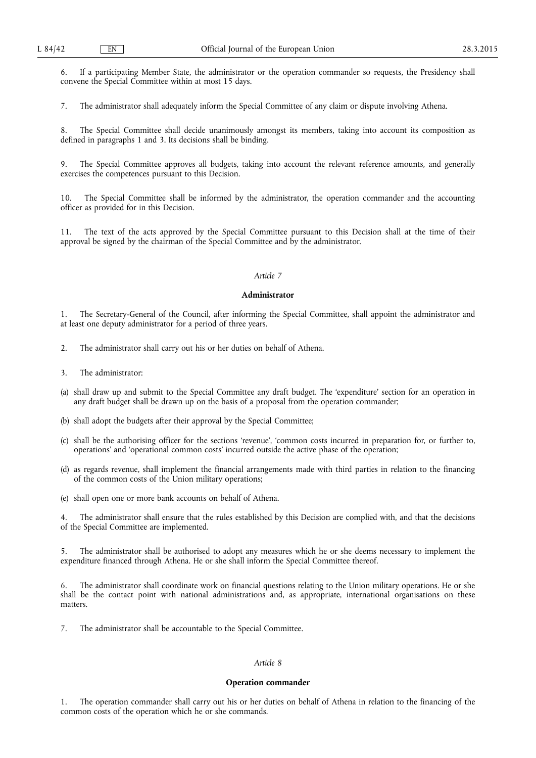6. If a participating Member State, the administrator or the operation commander so requests, the Presidency shall convene the Special Committee within at most 15 days.

7. The administrator shall adequately inform the Special Committee of any claim or dispute involving Athena.

8. The Special Committee shall decide unanimously amongst its members, taking into account its composition as defined in paragraphs 1 and 3. Its decisions shall be binding.

9. The Special Committee approves all budgets, taking into account the relevant reference amounts, and generally exercises the competences pursuant to this Decision.

10. The Special Committee shall be informed by the administrator, the operation commander and the accounting officer as provided for in this Decision.

11. The text of the acts approved by the Special Committee pursuant to this Decision shall at the time of their approval be signed by the chairman of the Special Committee and by the administrator.

*Article 7*

**Administrator**

1. The Secretary-General of the Council, after informing the Special Committee, shall appoint the administrator and at least one deputy administrator for a period of three years.

2. The administrator shall carry out his or her duties on behalf of Athena.

3. The administrator:

(a) shall draw up and submit to the Special Committee any draft budget. The 'expenditure' section for an operation in any draft budget shall be drawn up on the basis of a proposal from the operation commander;

(b) shall adopt the budgets after their approval by the Special Committee;

(c) shall be the authorising officer for the sections 'revenue', 'common costs incurred in preparation for, or further to, operations' and 'operational common costs' incurred outside the active phase of the operation;

(d) as regards revenue, shall implement the financial arrangements made with third parties in relation to the financing of the common costs of the Union military operations;

(e) shall open one or more bank accounts on behalf of Athena.

4. The administrator shall ensure that the rules established by this Decision are complied with, and that the decisions of the Special Committee are implemented.

5. The administrator shall be authorised to adopt any measures which he or she deems necessary to implement the expenditure financed through Athena. He or she shall inform the Special Committee thereof.

6. The administrator shall coordinate work on financial questions relating to the Union military operations. He or she shall be the contact point with national administrations and, as appropriate, international organisations on these matters.

7. The administrator shall be accountable to the Special Committee.

*Article 8*

**Operation commander**

1. The operation commander shall carry out his or her duties on behalf of Athena in relation to the financing of the common costs of the operation which he or she commands.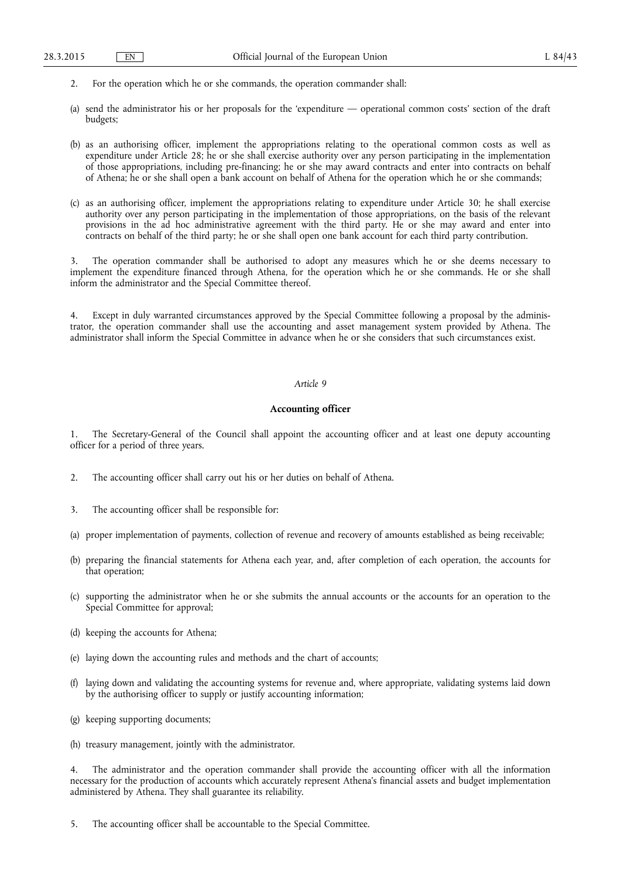2. For the operation which he or she commands, the operation commander shall:

(a) send the administrator his or her proposals for the 'expenditure — operational common costs' section of the draft budgets;

(b) as an authorising officer, implement the appropriations relating to the operational common costs as well as expenditure under Article 28; he or she shall exercise authority over any person participating in the implementation of those appropriations, including pre-financing; he or she may award contracts and enter into contracts on behalf of Athena; he or she shall open a bank account on behalf of Athena for the operation which he or she commands;

(c) as an authorising officer, implement the appropriations relating to expenditure under Article 30; he shall exercise authority over any person participating in the implementation of those appropriations, on the basis of the relevant provisions in the ad hoc administrative agreement with the third party. He or she may award and enter into contracts on behalf of the third party; he or she shall open one bank account for each third party contribution.

3. The operation commander shall be authorised to adopt any measures which he or she deems necessary to implement the expenditure financed through Athena, for the operation which he or she commands. He or she shall inform the administrator and the Special Committee thereof.

4. Except in duly warranted circumstances approved by the Special Committee following a proposal by the administrator, the operation commander shall use the accounting and asset management system provided by Athena. The administrator shall inform the Special Committee in advance when he or she considers that such circumstances exist.

*Article 9*

**Accounting officer**

1. The Secretary-General of the Council shall appoint the accounting officer and at least one deputy accounting officer for a period of three years.

2. The accounting officer shall carry out his or her duties on behalf of Athena.

3. The accounting officer shall be responsible for:

(a) proper implementation of payments, collection of revenue and recovery of amounts established as being receivable;

(b) preparing the financial statements for Athena each year, and, after completion of each operation, the accounts for that operation;

(c) supporting the administrator when he or she submits the annual accounts or the accounts for an operation to the Special Committee for approval;

(d) keeping the accounts for Athena;

(e) laying down the accounting rules and methods and the chart of accounts;

(f) laying down and validating the accounting systems for revenue and, where appropriate, validating systems laid down by the authorising officer to supply or justify accounting information;

(g) keeping supporting documents;

(h) treasury management, jointly with the administrator.

4. The administrator and the operation commander shall provide the accounting officer with all the information necessary for the production of accounts which accurately represent Athena's financial assets and budget implementation administered by Athena. They shall guarantee its reliability.

5. The accounting officer shall be accountable to the Special Committee.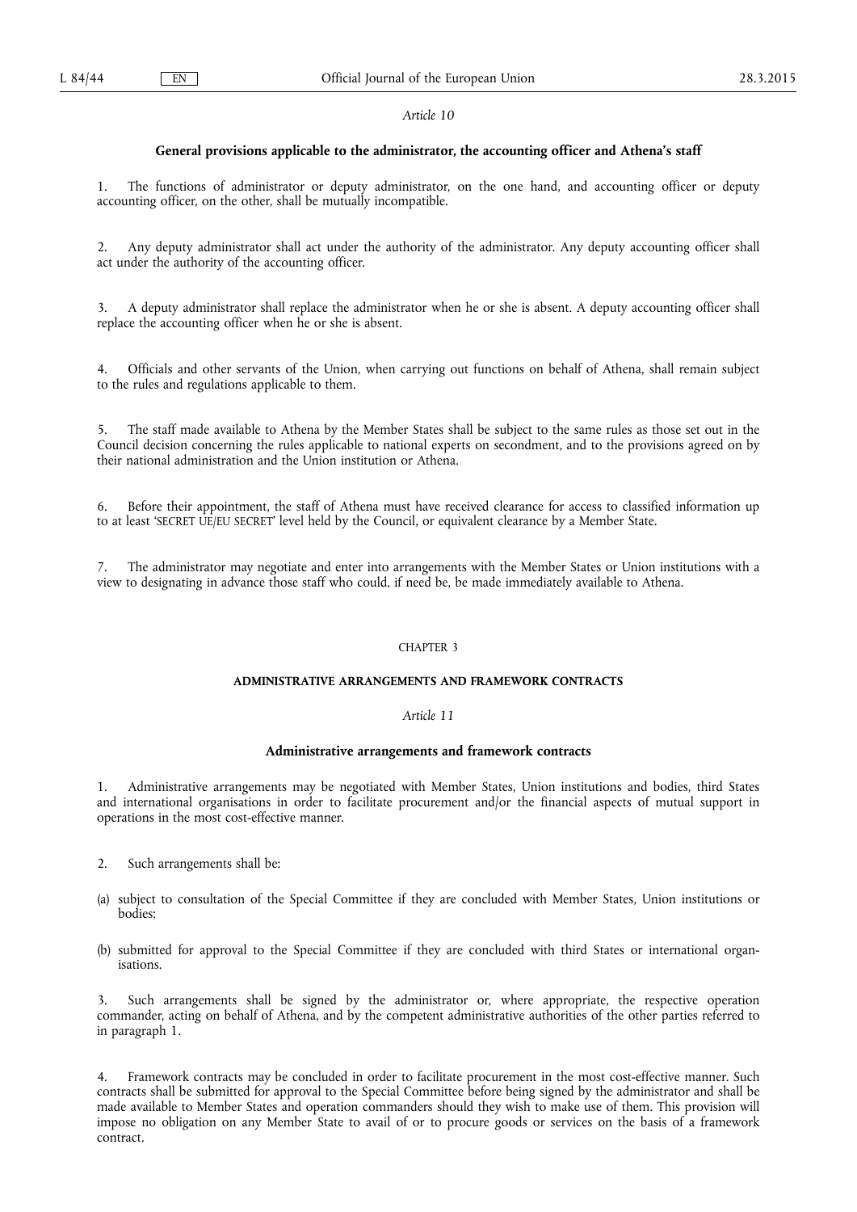*Article 10*

### General provisions applicable to the administrator, the accounting officer and Athena's staff

1. The functions of administrator or deputy administrator, on the one hand, and accounting officer or deputy accounting officer, on the other, shall be mutually incompatible.

2. Any deputy administrator shall act under the authority of the administrator. Any deputy accounting officer shall act under the authority of the accounting officer.

3. A deputy administrator shall replace the administrator when he or she is absent. A deputy accounting officer shall replace the accounting officer when he or she is absent.

4. Officials and other servants of the Union, when carrying out functions on behalf of Athena, shall remain subject to the rules and regulations applicable to them.

5. The staff made available to Athena by the Member States shall be subject to the same rules as those set out in the Council decision concerning the rules applicable to national experts on secondment, and to the provisions agreed on by their national administration and the Union institution or Athena.

6. Before their appointment, the staff of Athena must have received clearance for access to classified information up to at least 'SECRET UE/EU SECRET' level held by the Council, or equivalent clearance by a Member State.

7. The administrator may negotiate and enter into arrangements with the Member States or Union institutions with a view to designating in advance those staff who could, if need be, be made immediately available to Athena.

CHAPTER 3

## ADMINISTRATIVE ARRANGEMENTS AND FRAMEWORK CONTRACTS

*Article 11*

### Administrative arrangements and framework contracts

1. Administrative arrangements may be negotiated with Member States, Union institutions and bodies, third States and international organisations in order to facilitate procurement and/or the financial aspects of mutual support in operations in the most cost-effective manner.

2. Such arrangements shall be:

(a) subject to consultation of the Special Committee if they are concluded with Member States, Union institutions or bodies;

(b) submitted for approval to the Special Committee if they are concluded with third States or international organisations.

3. Such arrangements shall be signed by the administrator or, where appropriate, the respective operation commander, acting on behalf of Athena, and by the competent administrative authorities of the other parties referred to in paragraph 1.

4. Framework contracts may be concluded in order to facilitate procurement in the most cost-effective manner. Such contracts shall be submitted for approval to the Special Committee before being signed by the administrator and shall be made available to Member States and operation commanders should they wish to make use of them. This provision will impose no obligation on any Member State to avail of or to procure goods or services on the basis of a framework contract.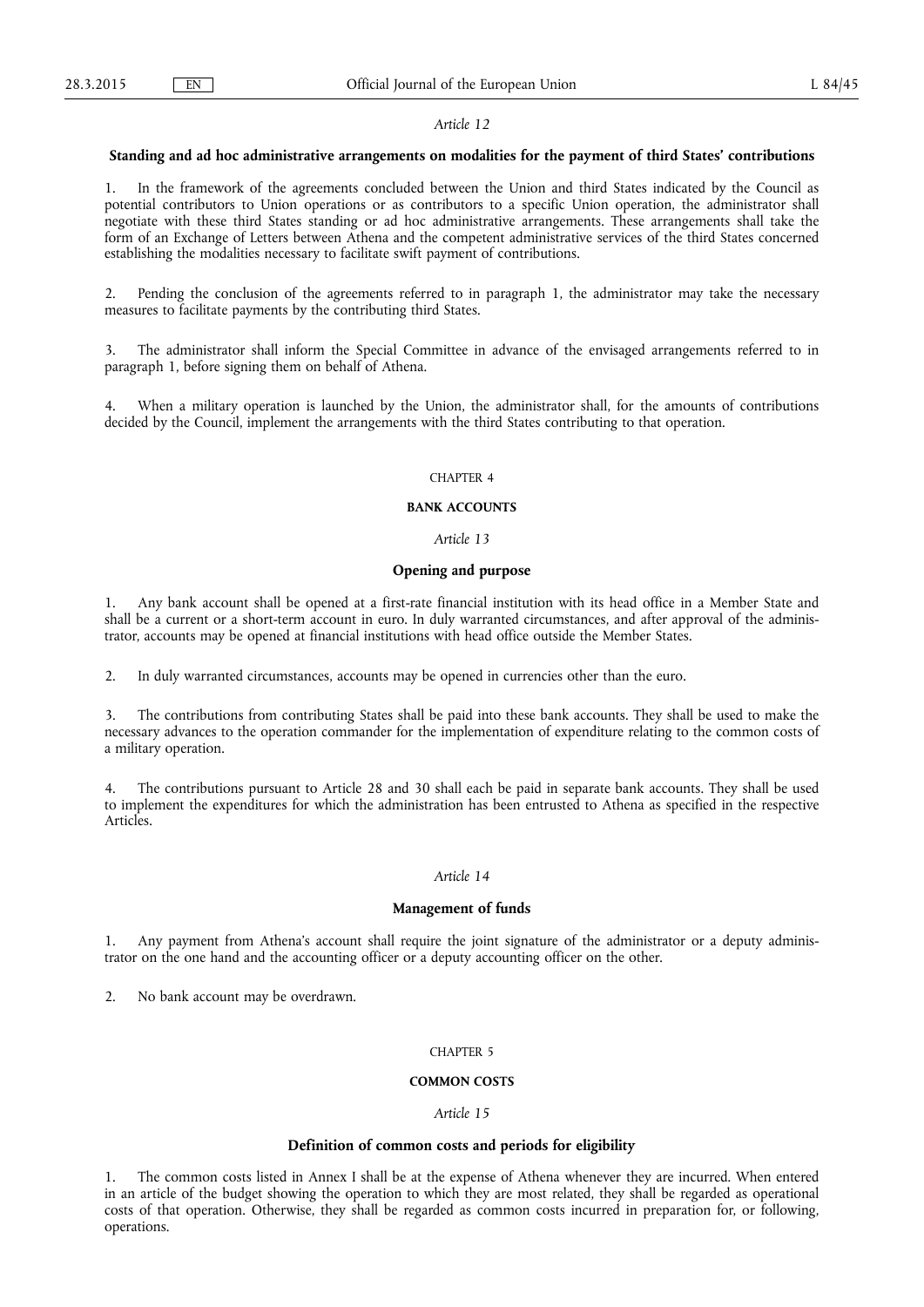*Article 12*

**Standing and ad hoc administrative arrangements on modalities for the payment of third States' contributions**

1. In the framework of the agreements concluded between the Union and third States indicated by the Council as potential contributors to Union operations or as contributors to a specific Union operation, the administrator shall negotiate with these third States standing or ad hoc administrative arrangements. These arrangements shall take the form of an Exchange of Letters between Athena and the competent administrative services of the third States concerned establishing the modalities necessary to facilitate swift payment of contributions.

2. Pending the conclusion of the agreements referred to in paragraph 1, the administrator may take the necessary measures to facilitate payments by the contributing third States.

3. The administrator shall inform the Special Committee in advance of the envisaged arrangements referred to in paragraph 1, before signing them on behalf of Athena.

4. When a military operation is launched by the Union, the administrator shall, for the amounts of contributions decided by the Council, implement the arrangements with the third States contributing to that operation.

CHAPTER 4

**BANK ACCOUNTS**

*Article 13*

**Opening and purpose**

1. Any bank account shall be opened at a first-rate financial institution with its head office in a Member State and shall be a current or a short-term account in euro. In duly warranted circumstances, and after approval of the administrator, accounts may be opened at financial institutions with head office outside the Member States.

2. In duly warranted circumstances, accounts may be opened in currencies other than the euro.

3. The contributions from contributing States shall be paid into these bank accounts. They shall be used to make the necessary advances to the operation commander for the implementation of expenditure relating to the common costs of a military operation.

4. The contributions pursuant to Article 28 and 30 shall each be paid in separate bank accounts. They shall be used to implement the expenditures for which the administration has been entrusted to Athena as specified in the respective Articles.

*Article 14*

**Management of funds**

1. Any payment from Athena's account shall require the joint signature of the administrator or a deputy administrator on the one hand and the accounting officer or a deputy accounting officer on the other.

2. No bank account may be overdrawn.

CHAPTER 5

**COMMON COSTS**

*Article 15*

**Definition of common costs and periods for eligibility**

1. The common costs listed in Annex I shall be at the expense of Athena whenever they are incurred. When entered in an article of the budget showing the operation to which they are most related, they shall be regarded as operational costs of that operation. Otherwise, they shall be regarded as common costs incurred in preparation for, or following, operations.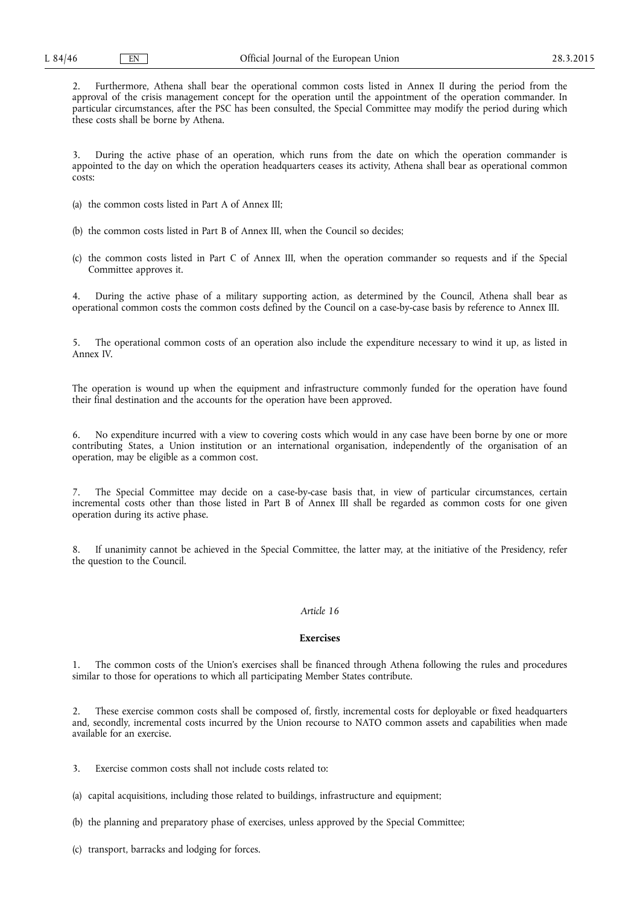2. Furthermore, Athena shall bear the operational common costs listed in Annex II during the period from the approval of the crisis management concept for the operation until the appointment of the operation commander. In particular circumstances, after the PSC has been consulted, the Special Committee may modify the period during which these costs shall be borne by Athena.

3. During the active phase of an operation, which runs from the date on which the operation commander is appointed to the day on which the operation headquarters ceases its activity, Athena shall bear as operational common costs:

(a) the common costs listed in Part A of Annex III;

(b) the common costs listed in Part B of Annex III, when the Council so decides;

(c) the common costs listed in Part C of Annex III, when the operation commander so requests and if the Special Committee approves it.

4. During the active phase of a military supporting action, as determined by the Council, Athena shall bear as operational common costs the common costs defined by the Council on a case-by-case basis by reference to Annex III.

5. The operational common costs of an operation also include the expenditure necessary to wind it up, as listed in Annex IV.

The operation is wound up when the equipment and infrastructure commonly funded for the operation have found their final destination and the accounts for the operation have been approved.

6. No expenditure incurred with a view to covering costs which would in any case have been borne by one or more contributing States, a Union institution or an international organisation, independently of the organisation of an operation, may be eligible as a common cost.

7. The Special Committee may decide on a case-by-case basis that, in view of particular circumstances, certain incremental costs other than those listed in Part B of Annex III shall be regarded as common costs for one given operation during its active phase.

8. If unanimity cannot be achieved in the Special Committee, the latter may, at the initiative of the Presidency, refer the question to the Council.

*Article 16*

**Exercises**

1. The common costs of the Union's exercises shall be financed through Athena following the rules and procedures similar to those for operations to which all participating Member States contribute.

2. These exercise common costs shall be composed of, firstly, incremental costs for deployable or fixed headquarters and, secondly, incremental costs incurred by the Union recourse to NATO common assets and capabilities when made available for an exercise.

3. Exercise common costs shall not include costs related to:

(a) capital acquisitions, including those related to buildings, infrastructure and equipment;

(b) the planning and preparatory phase of exercises, unless approved by the Special Committee;

(c) transport, barracks and lodging for forces.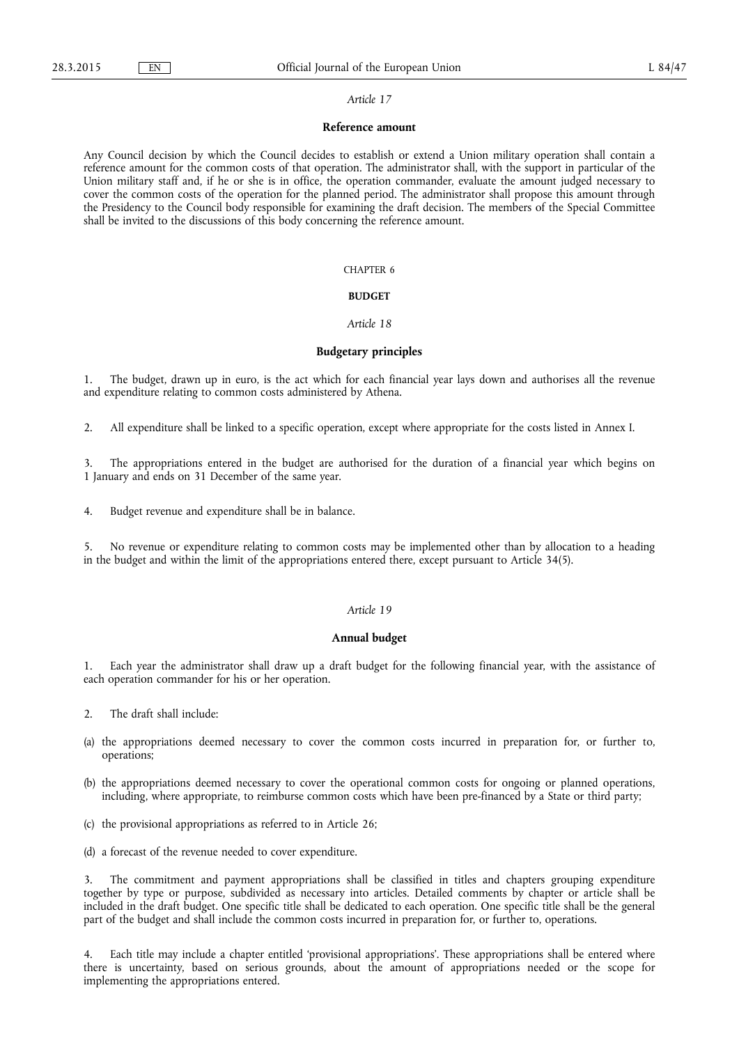*Article 17*

**Reference amount**

Any Council decision by which the Council decides to establish or extend a Union military operation shall contain a reference amount for the common costs of that operation. The administrator shall, with the support in particular of the Union military staff and, if he or she is in office, the operation commander, evaluate the amount judged necessary to cover the common costs of the operation for the planned period. The administrator shall propose this amount through the Presidency to the Council body responsible for examining the draft decision. The members of the Special Committee shall be invited to the discussions of this body concerning the reference amount.

CHAPTER 6

**BUDGET**

*Article 18*

**Budgetary principles**

1. The budget, drawn up in euro, is the act which for each financial year lays down and authorises all the revenue and expenditure relating to common costs administered by Athena.

2. All expenditure shall be linked to a specific operation, except where appropriate for the costs listed in Annex I.

3. The appropriations entered in the budget are authorised for the duration of a financial year which begins on 1 January and ends on 31 December of the same year.

4. Budget revenue and expenditure shall be in balance.

5. No revenue or expenditure relating to common costs may be implemented other than by allocation to a heading in the budget and within the limit of the appropriations entered there, except pursuant to Article 34(5).

*Article 19*

**Annual budget**

1. Each year the administrator shall draw up a draft budget for the following financial year, with the assistance of each operation commander for his or her operation.

2. The draft shall include:

(a) the appropriations deemed necessary to cover the common costs incurred in preparation for, or further to, operations;

(b) the appropriations deemed necessary to cover the operational common costs for ongoing or planned operations, including, where appropriate, to reimburse common costs which have been pre-financed by a State or third party;

(c) the provisional appropriations as referred to in Article 26;

(d) a forecast of the revenue needed to cover expenditure.

3. The commitment and payment appropriations shall be classified in titles and chapters grouping expenditure together by type or purpose, subdivided as necessary into articles. Detailed comments by chapter or article shall be included in the draft budget. One specific title shall be dedicated to each operation. One specific title shall be the general part of the budget and shall include the common costs incurred in preparation for, or further to, operations.

4. Each title may include a chapter entitled 'provisional appropriations'. These appropriations shall be entered where there is uncertainty, based on serious grounds, about the amount of appropriations needed or the scope for implementing the appropriations entered.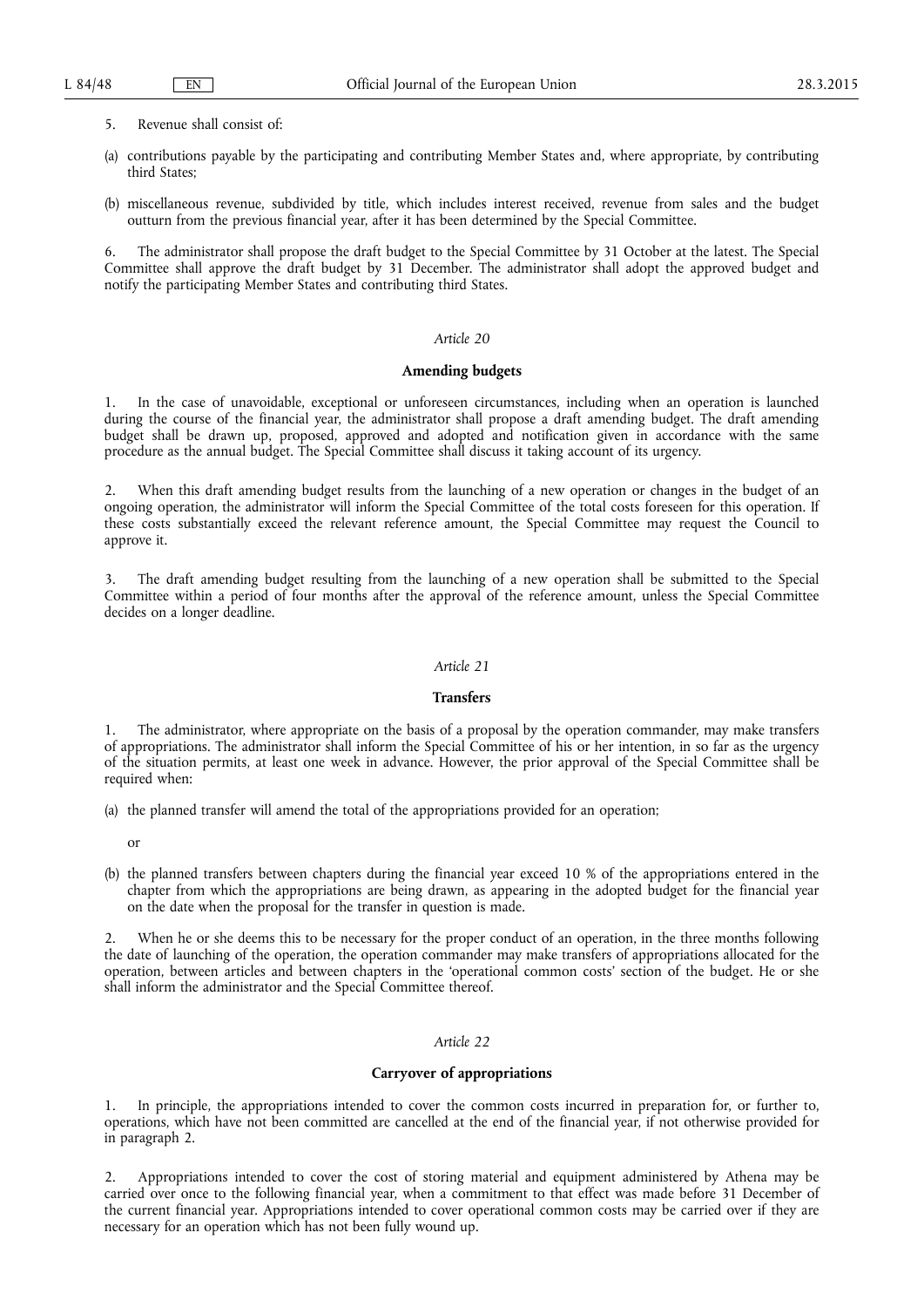5. Revenue shall consist of:

(a) contributions payable by the participating and contributing Member States and, where appropriate, by contributing third States;

(b) miscellaneous revenue, subdivided by title, which includes interest received, revenue from sales and the budget outturn from the previous financial year, after it has been determined by the Special Committee.

6. The administrator shall propose the draft budget to the Special Committee by 31 October at the latest. The Special Committee shall approve the draft budget by 31 December. The administrator shall adopt the approved budget and notify the participating Member States and contributing third States.

*Article 20*

**Amending budgets**

1. In the case of unavoidable, exceptional or unforeseen circumstances, including when an operation is launched during the course of the financial year, the administrator shall propose a draft amending budget. The draft amending budget shall be drawn up, proposed, approved and adopted and notification given in accordance with the same procedure as the annual budget. The Special Committee shall discuss it taking account of its urgency.

2. When this draft amending budget results from the launching of a new operation or changes in the budget of an ongoing operation, the administrator will inform the Special Committee of the total costs foreseen for this operation. If these costs substantially exceed the relevant reference amount, the Special Committee may request the Council to approve it.

3. The draft amending budget resulting from the launching of a new operation shall be submitted to the Special Committee within a period of four months after the approval of the reference amount, unless the Special Committee decides on a longer deadline.

*Article 21*

**Transfers**

1. The administrator, where appropriate on the basis of a proposal by the operation commander, may make transfers of appropriations. The administrator shall inform the Special Committee of his or her intention, in so far as the urgency of the situation permits, at least one week in advance. However, the prior approval of the Special Committee shall be required when:

(a) the planned transfer will amend the total of the appropriations provided for an operation;

or

(b) the planned transfers between chapters during the financial year exceed 10 % of the appropriations entered in the chapter from which the appropriations are being drawn, as appearing in the adopted budget for the financial year on the date when the proposal for the transfer in question is made.

2. When he or she deems this to be necessary for the proper conduct of an operation, in the three months following the date of launching of the operation, the operation commander may make transfers of appropriations allocated for the operation, between articles and between chapters in the 'operational common costs' section of the budget. He or she shall inform the administrator and the Special Committee thereof.

*Article 22*

**Carryover of appropriations**

1. In principle, the appropriations intended to cover the common costs incurred in preparation for, or further to, operations, which have not been committed are cancelled at the end of the financial year, if not otherwise provided for in paragraph 2.

2. Appropriations intended to cover the cost of storing material and equipment administered by Athena may be carried over once to the following financial year, when a commitment to that effect was made before 31 December of the current financial year. Appropriations intended to cover operational common costs may be carried over if they are necessary for an operation which has not been fully wound up.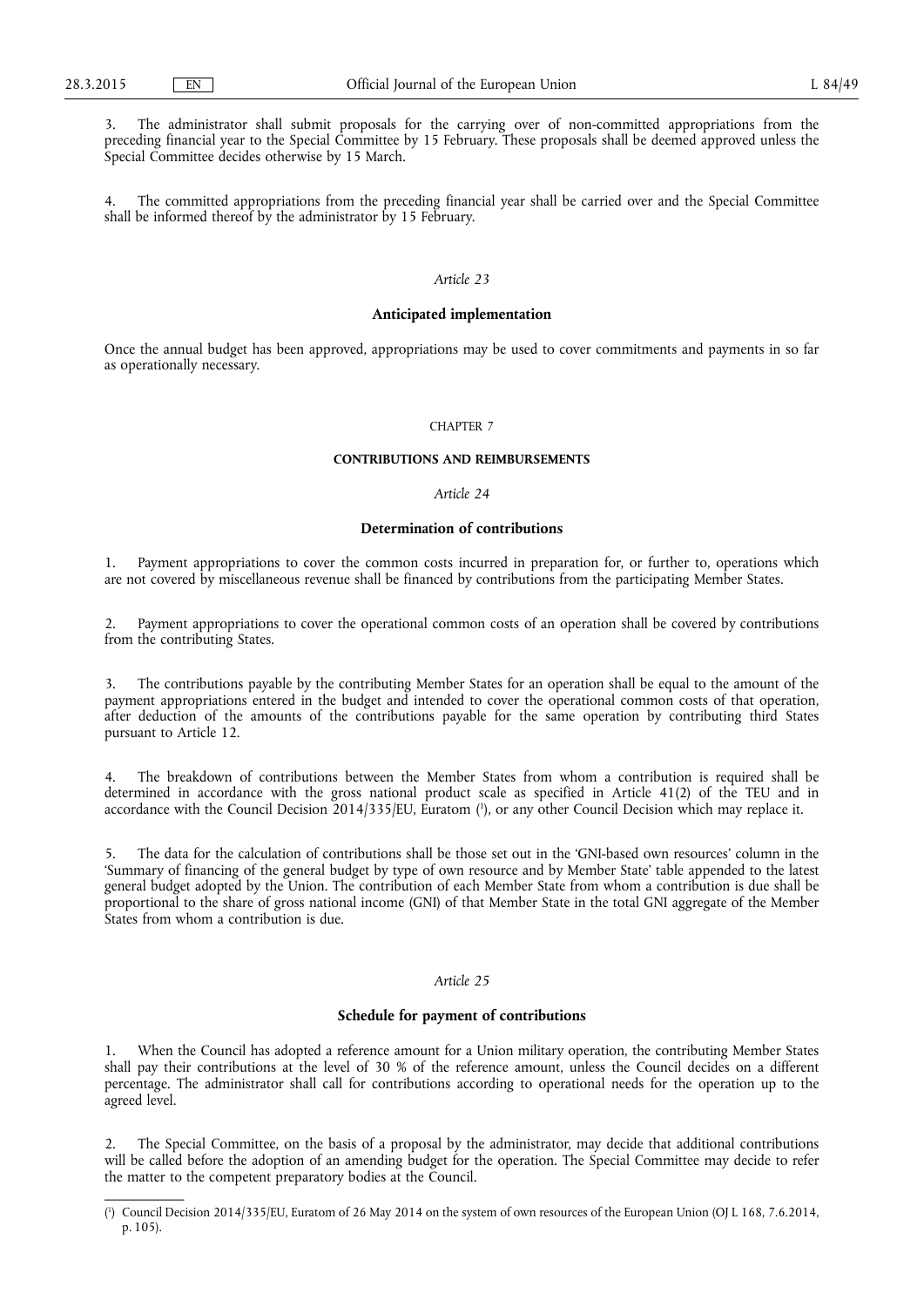3. The administrator shall submit proposals for the carrying over of non-committed appropriations from the preceding financial year to the Special Committee by 15 February. These proposals shall be deemed approved unless the Special Committee decides otherwise by 15 March.

4. The committed appropriations from the preceding financial year shall be carried over and the Special Committee shall be informed thereof by the administrator by 15 February.

*Article 23*

**Anticipated implementation**

Once the annual budget has been approved, appropriations may be used to cover commitments and payments in so far as operationally necessary.

CHAPTER 7

**CONTRIBUTIONS AND REIMBURSEMENTS**

*Article 24*

**Determination of contributions**

1. Payment appropriations to cover the common costs incurred in preparation for, or further to, operations which are not covered by miscellaneous revenue shall be financed by contributions from the participating Member States.

2. Payment appropriations to cover the operational common costs of an operation shall be covered by contributions from the contributing States.

3. The contributions payable by the contributing Member States for an operation shall be equal to the amount of the payment appropriations entered in the budget and intended to cover the operational common costs of that operation, after deduction of the amounts of the contributions payable for the same operation by contributing third States pursuant to Article 12.

4. The breakdown of contributions between the Member States from whom a contribution is required shall be determined in accordance with the gross national product scale as specified in Article 41(2) of the TEU and in accordance with the Council Decision 2014/335/EU, Euratom [1], or any other Council Decision which may replace it.

5. The data for the calculation of contributions shall be those set out in the 'GNI-based own resources' column in the 'Summary of financing of the general budget by type of own resource and by Member State' table appended to the latest general budget adopted by the Union. The contribution of each Member State from whom a contribution is due shall be proportional to the share of gross national income (GNI) of that Member State in the total GNI aggregate of the Member States from whom a contribution is due.

*Article 25*

**Schedule for payment of contributions**

1. When the Council has adopted a reference amount for a Union military operation, the contributing Member States shall pay their contributions at the level of 30 % of the reference amount, unless the Council decides on a different percentage. The administrator shall call for contributions according to operational needs for the operation up to the agreed level.

2. The Special Committee, on the basis of a proposal by the administrator, may decide that additional contributions will be called before the adoption of an amending budget for the operation. The Special Committee may decide to refer the matter to the competent preparatory bodies at the Council.

---

[1] Council Decision 2014/335/EU, Euratom of 26 May 2014 on the system of own resources of the European Union (OJ L 168, 7.6.2014, p. 105).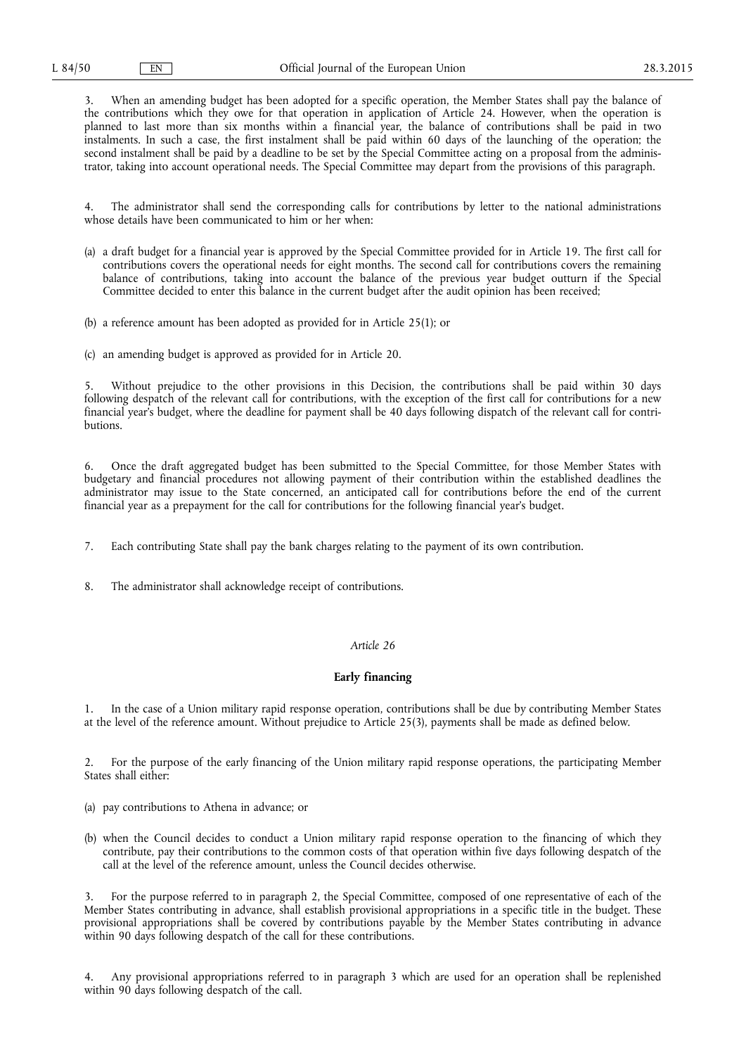3. When an amending budget has been adopted for a specific operation, the Member States shall pay the balance of the contributions which they owe for that operation in application of Article 24. However, when the operation is planned to last more than six months within a financial year, the balance of contributions shall be paid in two instalments. In such a case, the first instalment shall be paid within 60 days of the launching of the operation; the second instalment shall be paid by a deadline to be set by the Special Committee acting on a proposal from the administrator, taking into account operational needs. The Special Committee may depart from the provisions of this paragraph.

4. The administrator shall send the corresponding calls for contributions by letter to the national administrations whose details have been communicated to him or her when:

(a) a draft budget for a financial year is approved by the Special Committee provided for in Article 19. The first call for contributions covers the operational needs for eight months. The second call for contributions covers the remaining balance of contributions, taking into account the balance of the previous year budget outturn if the Special Committee decided to enter this balance in the current budget after the audit opinion has been received;

(b) a reference amount has been adopted as provided for in Article 25(1); or

(c) an amending budget is approved as provided for in Article 20.

5. Without prejudice to the other provisions in this Decision, the contributions shall be paid within 30 days following despatch of the relevant call for contributions, with the exception of the first call for contributions for a new financial year's budget, where the deadline for payment shall be 40 days following dispatch of the relevant call for contributions.

6. Once the draft aggregated budget has been submitted to the Special Committee, for those Member States with budgetary and financial procedures not allowing payment of their contribution within the established deadlines the administrator may issue to the State concerned, an anticipated call for contributions before the end of the current financial year as a prepayment for the call for contributions for the following financial year's budget.

7. Each contributing State shall pay the bank charges relating to the payment of its own contribution.

8. The administrator shall acknowledge receipt of contributions.

*Article 26*

**Early financing**

1. In the case of a Union military rapid response operation, contributions shall be due by contributing Member States at the level of the reference amount. Without prejudice to Article 25(3), payments shall be made as defined below.

2. For the purpose of the early financing of the Union military rapid response operations, the participating Member States shall either:

(a) pay contributions to Athena in advance; or

(b) when the Council decides to conduct a Union military rapid response operation to the financing of which they contribute, pay their contributions to the common costs of that operation within five days following despatch of the call at the level of the reference amount, unless the Council decides otherwise.

3. For the purpose referred to in paragraph 2, the Special Committee, composed of one representative of each of the Member States contributing in advance, shall establish provisional appropriations in a specific title in the budget. These provisional appropriations shall be covered by contributions payable by the Member States contributing in advance within 90 days following despatch of the call for these contributions.

4. Any provisional appropriations referred to in paragraph 3 which are used for an operation shall be replenished within 90 days following despatch of the call.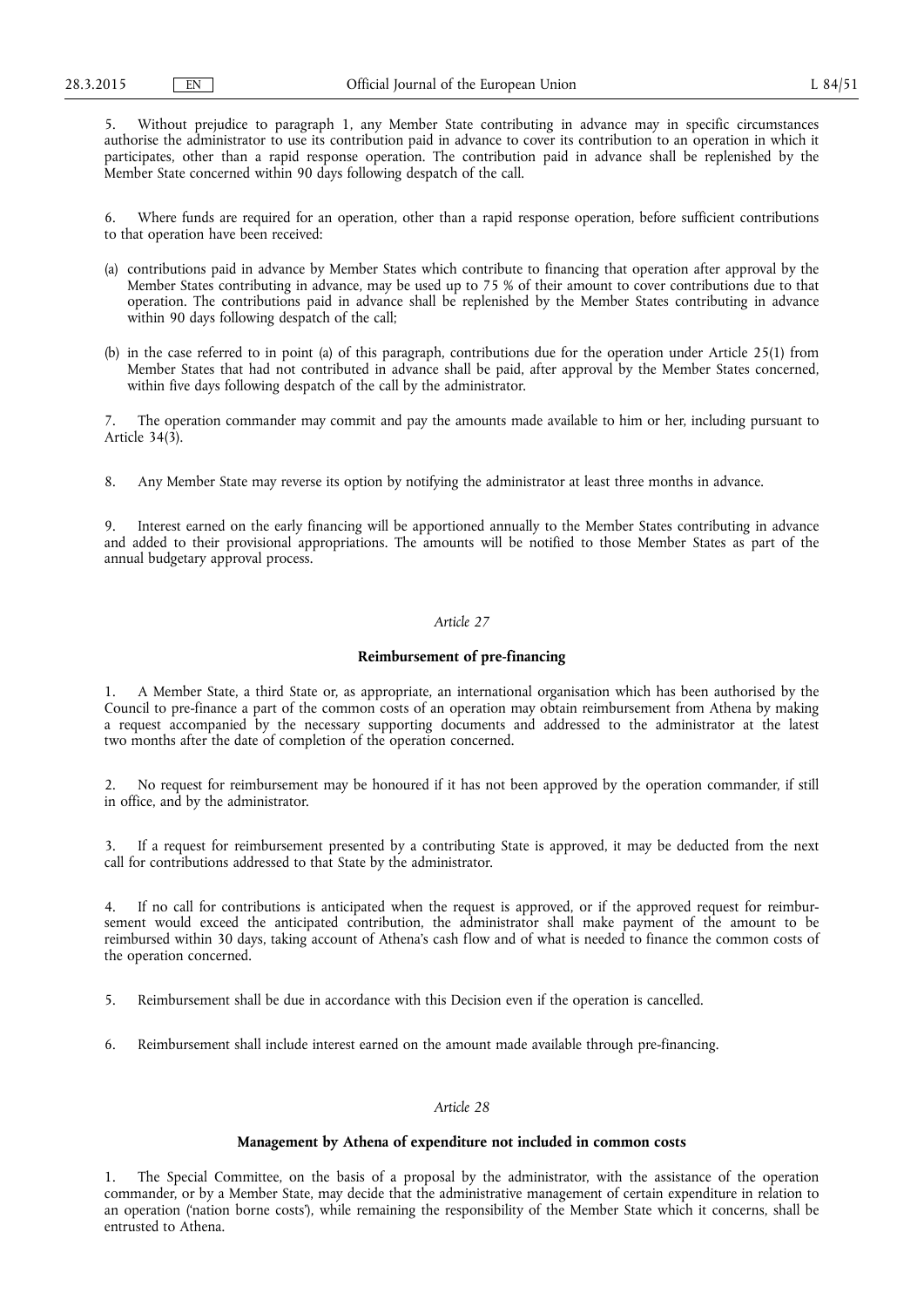5. Without prejudice to paragraph 1, any Member State contributing in advance may in specific circumstances authorise the administrator to use its contribution paid in advance to cover its contribution to an operation in which it participates, other than a rapid response operation. The contribution paid in advance shall be replenished by the Member State concerned within 90 days following despatch of the call.

6. Where funds are required for an operation, other than a rapid response operation, before sufficient contributions to that operation have been received:

(a) contributions paid in advance by Member States which contribute to financing that operation after approval by the Member States contributing in advance, may be used up to 75 % of their amount to cover contributions due to that operation. The contributions paid in advance shall be replenished by the Member States contributing in advance within 90 days following despatch of the call;

(b) in the case referred to in point (a) of this paragraph, contributions due for the operation under Article 25(1) from Member States that had not contributed in advance shall be paid, after approval by the Member States concerned, within five days following despatch of the call by the administrator.

7. The operation commander may commit and pay the amounts made available to him or her, including pursuant to Article 34(3).

8. Any Member State may reverse its option by notifying the administrator at least three months in advance.

9. Interest earned on the early financing will be apportioned annually to the Member States contributing in advance and added to their provisional appropriations. The amounts will be notified to those Member States as part of the annual budgetary approval process.

*Article 27*

**Reimbursement of pre-financing**

1. A Member State, a third State or, as appropriate, an international organisation which has been authorised by the Council to pre-finance a part of the common costs of an operation may obtain reimbursement from Athena by making a request accompanied by the necessary supporting documents and addressed to the administrator at the latest two months after the date of completion of the operation concerned.

2. No request for reimbursement may be honoured if it has not been approved by the operation commander, if still in office, and by the administrator.

3. If a request for reimbursement presented by a contributing State is approved, it may be deducted from the next call for contributions addressed to that State by the administrator.

4. If no call for contributions is anticipated when the request is approved, or if the approved request for reimbursement would exceed the anticipated contribution, the administrator shall make payment of the amount to be reimbursed within 30 days, taking account of Athena's cash flow and of what is needed to finance the common costs of the operation concerned.

5. Reimbursement shall be due in accordance with this Decision even if the operation is cancelled.

6. Reimbursement shall include interest earned on the amount made available through pre-financing.

*Article 28*

**Management by Athena of expenditure not included in common costs**

1. The Special Committee, on the basis of a proposal by the administrator, with the assistance of the operation commander, or by a Member State, may decide that the administrative management of certain expenditure in relation to an operation ('nation borne costs'), while remaining the responsibility of the Member State which it concerns, shall be entrusted to Athena.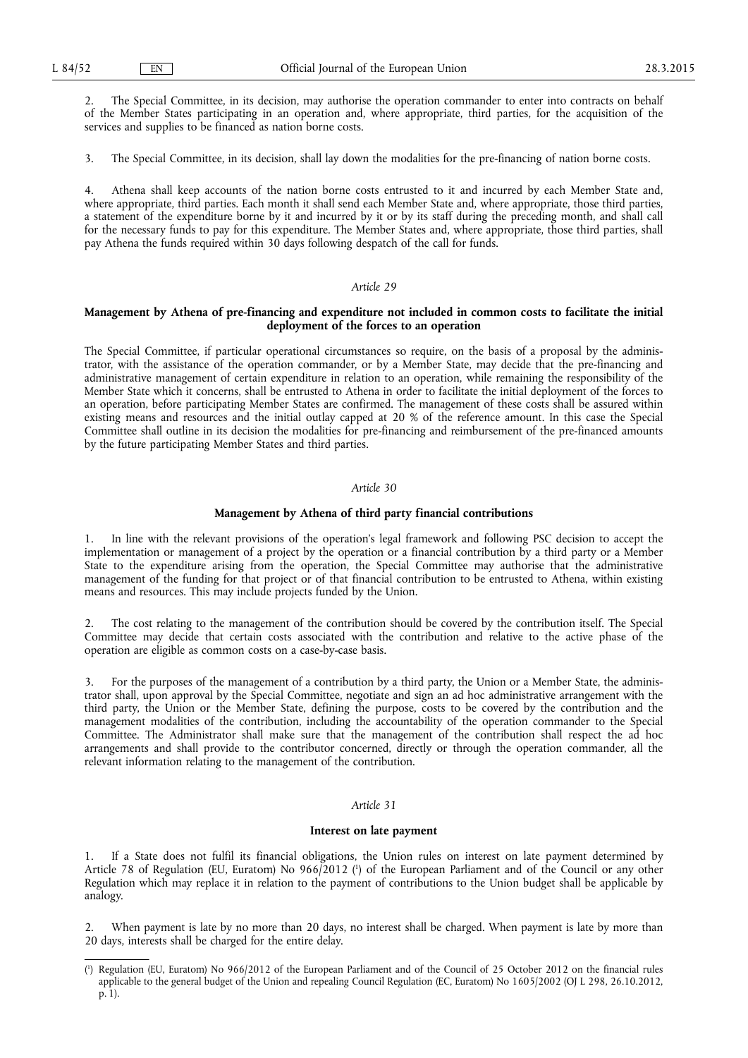2. The Special Committee, in its decision, may authorise the operation commander to enter into contracts on behalf of the Member States participating in an operation and, where appropriate, third parties, for the acquisition of the services and supplies to be financed as nation borne costs.

3. The Special Committee, in its decision, shall lay down the modalities for the pre-financing of nation borne costs.

4. Athena shall keep accounts of the nation borne costs entrusted to it and incurred by each Member State and, where appropriate, third parties. Each month it shall send each Member State and, where appropriate, those third parties, a statement of the expenditure borne by it and incurred by it or by its staff during the preceding month, and shall call for the necessary funds to pay for this expenditure. The Member States and, where appropriate, those third parties, shall pay Athena the funds required within 30 days following despatch of the call for funds.

*Article 29*

**Management by Athena of pre-financing and expenditure not included in common costs to facilitate the initial deployment of the forces to an operation**

The Special Committee, if particular operational circumstances so require, on the basis of a proposal by the administrator, with the assistance of the operation commander, or by a Member State, may decide that the pre-financing and administrative management of certain expenditure in relation to an operation, while remaining the responsibility of the Member State which it concerns, shall be entrusted to Athena in order to facilitate the initial deployment of the forces to an operation, before participating Member States are confirmed. The management of these costs shall be assured within existing means and resources and the initial outlay capped at 20 % of the reference amount. In this case the Special Committee shall outline in its decision the modalities for pre-financing and reimbursement of the pre-financed amounts by the future participating Member States and third parties.

*Article 30*

**Management by Athena of third party financial contributions**

1. In line with the relevant provisions of the operation's legal framework and following PSC decision to accept the implementation or management of a project by the operation or a financial contribution by a third party or a Member State to the expenditure arising from the operation, the Special Committee may authorise that the administrative management of the funding for that project or of that financial contribution to be entrusted to Athena, within existing means and resources. This may include projects funded by the Union.

2. The cost relating to the management of the contribution should be covered by the contribution itself. The Special Committee may decide that certain costs associated with the contribution and relative to the active phase of the operation are eligible as common costs on a case-by-case basis.

3. For the purposes of the management of a contribution by a third party, the Union or a Member State, the administrator shall, upon approval by the Special Committee, negotiate and sign an ad hoc administrative arrangement with the third party, the Union or the Member State, defining the purpose, costs to be covered by the contribution and the management modalities of the contribution, including the accountability of the operation commander to the Special Committee. The Administrator shall make sure that the management of the contribution shall respect the ad hoc arrangements and shall provide to the contributor concerned, directly or through the operation commander, all the relevant information relating to the management of the contribution.

*Article 31*

**Interest on late payment**

1. If a State does not fulfil its financial obligations, the Union rules on interest on late payment determined by Article 78 of Regulation (EU, Euratom) No 966/2012 [1] of the European Parliament and of the Council or any other Regulation which may replace it in relation to the payment of contributions to the Union budget shall be applicable by analogy.

2. When payment is late by no more than 20 days, no interest shall be charged. When payment is late by more than 20 days, interests shall be charged for the entire delay.

---

[1] Regulation (EU, Euratom) No 966/2012 of the European Parliament and of the Council of 25 October 2012 on the financial rules applicable to the general budget of the Union and repealing Council Regulation (EC, Euratom) No 1605/2002 (OJ L 298, 26.10.2012, p. 1).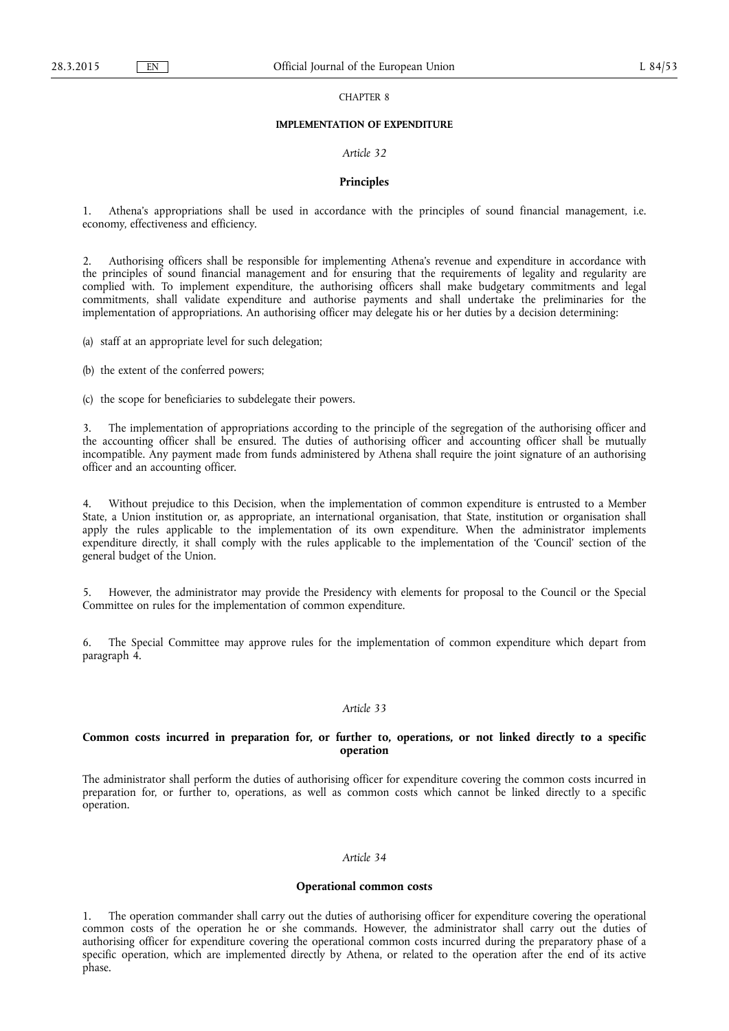## CHAPTER 8

### IMPLEMENTATION OF EXPENDITURE

*Article 32*

**Principles**

1. Athena's appropriations shall be used in accordance with the principles of sound financial management, i.e. economy, effectiveness and efficiency.

2. Authorising officers shall be responsible for implementing Athena's revenue and expenditure in accordance with the principles of sound financial management and for ensuring that the requirements of legality and regularity are complied with. To implement expenditure, the authorising officers shall make budgetary commitments and legal commitments, shall validate expenditure and authorise payments and shall undertake the preliminaries for the implementation of appropriations. An authorising officer may delegate his or her duties by a decision determining:

(a) staff at an appropriate level for such delegation;

(b) the extent of the conferred powers;

(c) the scope for beneficiaries to subdelegate their powers.

3. The implementation of appropriations according to the principle of the segregation of the authorising officer and the accounting officer shall be ensured. The duties of authorising officer and accounting officer shall be mutually incompatible. Any payment made from funds administered by Athena shall require the joint signature of an authorising officer and an accounting officer.

4. Without prejudice to this Decision, when the implementation of common expenditure is entrusted to a Member State, a Union institution or, as appropriate, an international organisation, that State, institution or organisation shall apply the rules applicable to the implementation of its own expenditure. When the administrator implements expenditure directly, it shall comply with the rules applicable to the implementation of the 'Council' section of the general budget of the Union.

5. However, the administrator may provide the Presidency with elements for proposal to the Council or the Special Committee on rules for the implementation of common expenditure.

6. The Special Committee may approve rules for the implementation of common expenditure which depart from paragraph 4.

*Article 33*

**Common costs incurred in preparation for, or further to, operations, or not linked directly to a specific operation**

The administrator shall perform the duties of authorising officer for expenditure covering the common costs incurred in preparation for, or further to, operations, as well as common costs which cannot be linked directly to a specific operation.

*Article 34*

**Operational common costs**

1. The operation commander shall carry out the duties of authorising officer for expenditure covering the operational common costs of the operation he or she commands. However, the administrator shall carry out the duties of authorising officer for expenditure covering the operational common costs incurred during the preparatory phase of a specific operation, which are implemented directly by Athena, or related to the operation after the end of its active phase.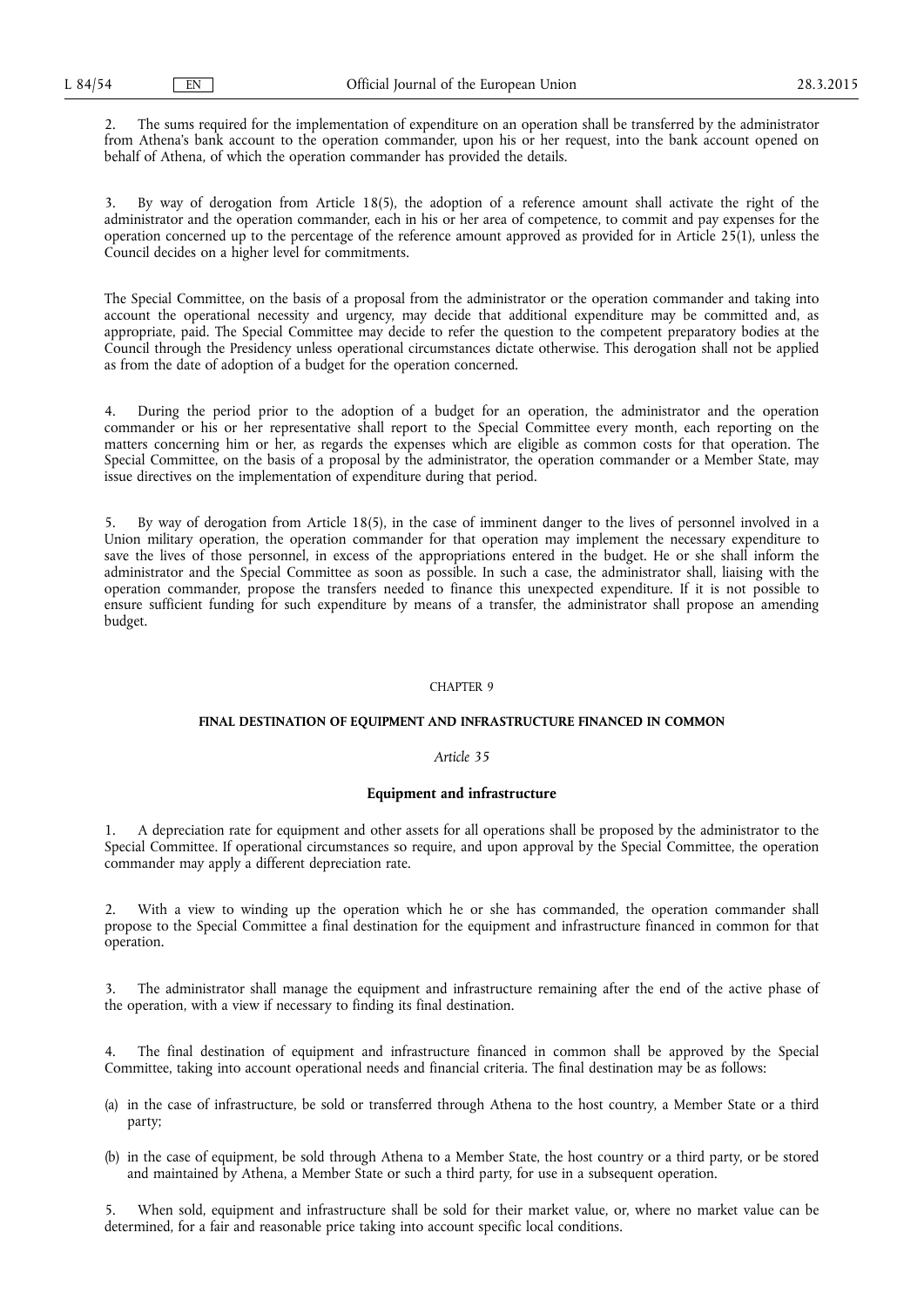2. The sums required for the implementation of expenditure on an operation shall be transferred by the administrator from Athena's bank account to the operation commander, upon his or her request, into the bank account opened on behalf of Athena, of which the operation commander has provided the details.

3. By way of derogation from Article 18(5), the adoption of a reference amount shall activate the right of the administrator and the operation commander, each in his or her area of competence, to commit and pay expenses for the operation concerned up to the percentage of the reference amount approved as provided for in Article 25(1), unless the Council decides on a higher level for commitments.

The Special Committee, on the basis of a proposal from the administrator or the operation commander and taking into account the operational necessity and urgency, may decide that additional expenditure may be committed and, as appropriate, paid. The Special Committee may decide to refer the question to the competent preparatory bodies at the Council through the Presidency unless operational circumstances dictate otherwise. This derogation shall not be applied as from the date of adoption of a budget for the operation concerned.

4. During the period prior to the adoption of a budget for an operation, the administrator and the operation commander or his or her representative shall report to the Special Committee every month, each reporting on the matters concerning him or her, as regards the expenses which are eligible as common costs for that operation. The Special Committee, on the basis of a proposal by the administrator, the operation commander or a Member State, may issue directives on the implementation of expenditure during that period.

5. By way of derogation from Article 18(5), in the case of imminent danger to the lives of personnel involved in a Union military operation, the operation commander for that operation may implement the necessary expenditure to save the lives of those personnel, in excess of the appropriations entered in the budget. He or she shall inform the administrator and the Special Committee as soon as possible. In such a case, the administrator shall, liaising with the operation commander, propose the transfers needed to finance this unexpected expenditure. If it is not possible to ensure sufficient funding for such expenditure by means of a transfer, the administrator shall propose an amending budget.

CHAPTER 9

## FINAL DESTINATION OF EQUIPMENT AND INFRASTRUCTURE FINANCED IN COMMON

*Article 35*

### Equipment and infrastructure

1. A depreciation rate for equipment and other assets for all operations shall be proposed by the administrator to the Special Committee. If operational circumstances so require, and upon approval by the Special Committee, the operation commander may apply a different depreciation rate.

2. With a view to winding up the operation which he or she has commanded, the operation commander shall propose to the Special Committee a final destination for the equipment and infrastructure financed in common for that operation.

3. The administrator shall manage the equipment and infrastructure remaining after the end of the active phase of the operation, with a view if necessary to finding its final destination.

4. The final destination of equipment and infrastructure financed in common shall be approved by the Special Committee, taking into account operational needs and financial criteria. The final destination may be as follows:

(a) in the case of infrastructure, be sold or transferred through Athena to the host country, a Member State or a third party;

(b) in the case of equipment, be sold through Athena to a Member State, the host country or a third party, or be stored and maintained by Athena, a Member State or such a third party, for use in a subsequent operation.

5. When sold, equipment and infrastructure shall be sold for their market value, or, where no market value can be determined, for a fair and reasonable price taking into account specific local conditions.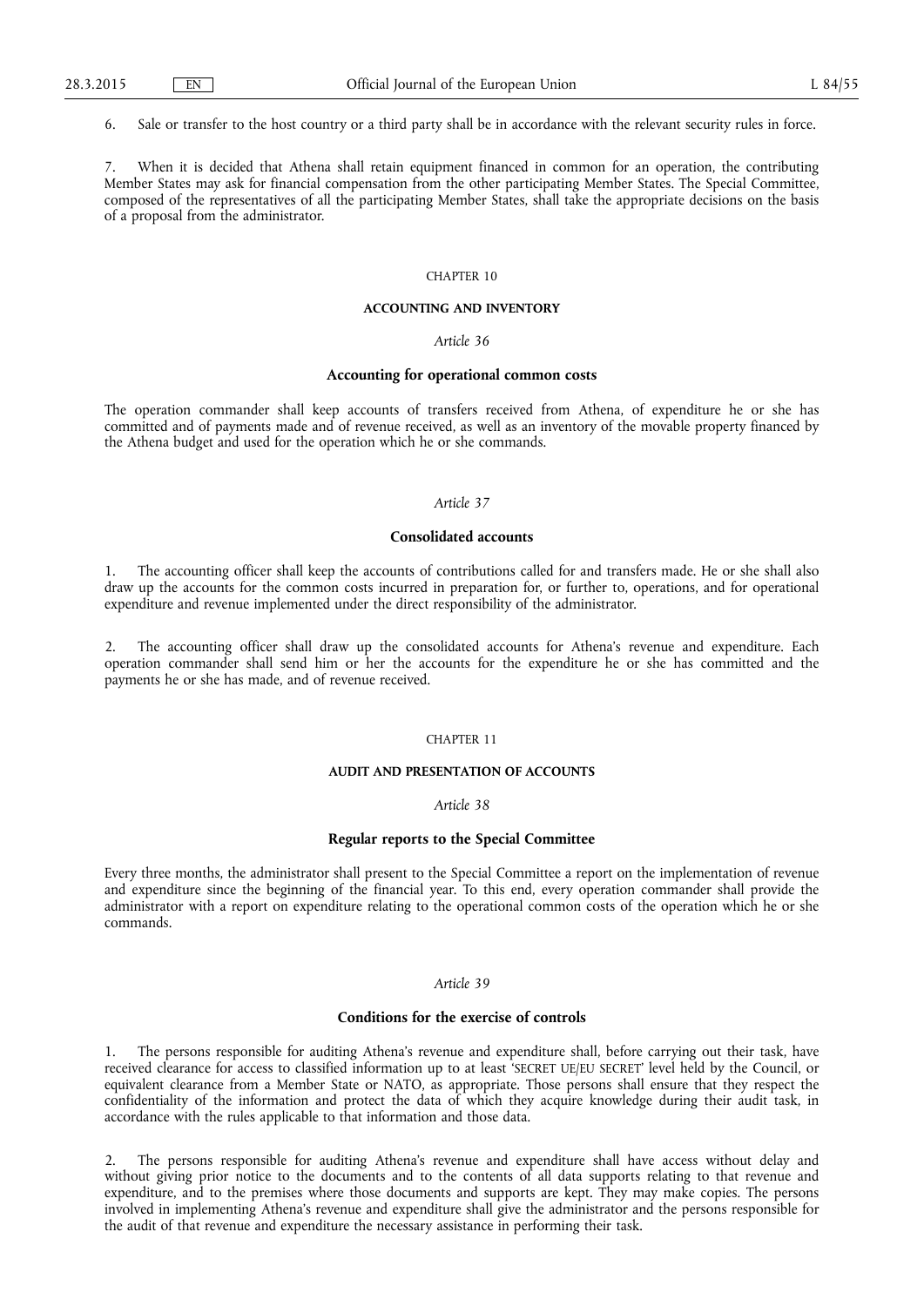6. Sale or transfer to the host country or a third party shall be in accordance with the relevant security rules in force.

7. When it is decided that Athena shall retain equipment financed in common for an operation, the contributing Member States may ask for financial compensation from the other participating Member States. The Special Committee, composed of the representatives of all the participating Member States, shall take the appropriate decisions on the basis of a proposal from the administrator.

## CHAPTER 10

## ACCOUNTING AND INVENTORY

### *Article 36*

### Accounting for operational common costs

The operation commander shall keep accounts of transfers received from Athena, of expenditure he or she has committed and of payments made and of revenue received, as well as an inventory of the movable property financed by the Athena budget and used for the operation which he or she commands.

### *Article 37*

### Consolidated accounts

1. The accounting officer shall keep the accounts of contributions called for and transfers made. He or she shall also draw up the accounts for the common costs incurred in preparation for, or further to, operations, and for operational expenditure and revenue implemented under the direct responsibility of the administrator.

2. The accounting officer shall draw up the consolidated accounts for Athena's revenue and expenditure. Each operation commander shall send him or her the accounts for the expenditure he or she has committed and the payments he or she has made, and of revenue received.

## CHAPTER 11

## AUDIT AND PRESENTATION OF ACCOUNTS

### *Article 38*

### Regular reports to the Special Committee

Every three months, the administrator shall present to the Special Committee a report on the implementation of revenue and expenditure since the beginning of the financial year. To this end, every operation commander shall provide the administrator with a report on expenditure relating to the operational common costs of the operation which he or she commands.

### *Article 39*

### Conditions for the exercise of controls

1. The persons responsible for auditing Athena's revenue and expenditure shall, before carrying out their task, have received clearance for access to classified information up to at least 'SECRET UE/EU SECRET' level held by the Council, or equivalent clearance from a Member State or NATO, as appropriate. Those persons shall ensure that they respect the confidentiality of the information and protect the data of which they acquire knowledge during their audit task, in accordance with the rules applicable to that information and those data.

2. The persons responsible for auditing Athena's revenue and expenditure shall have access without delay and without giving prior notice to the documents and to the contents of all data supports relating to that revenue and expenditure, and to the premises where those documents and supports are kept. They may make copies. The persons involved in implementing Athena's revenue and expenditure shall give the administrator and the persons responsible for the audit of that revenue and expenditure the necessary assistance in performing their task.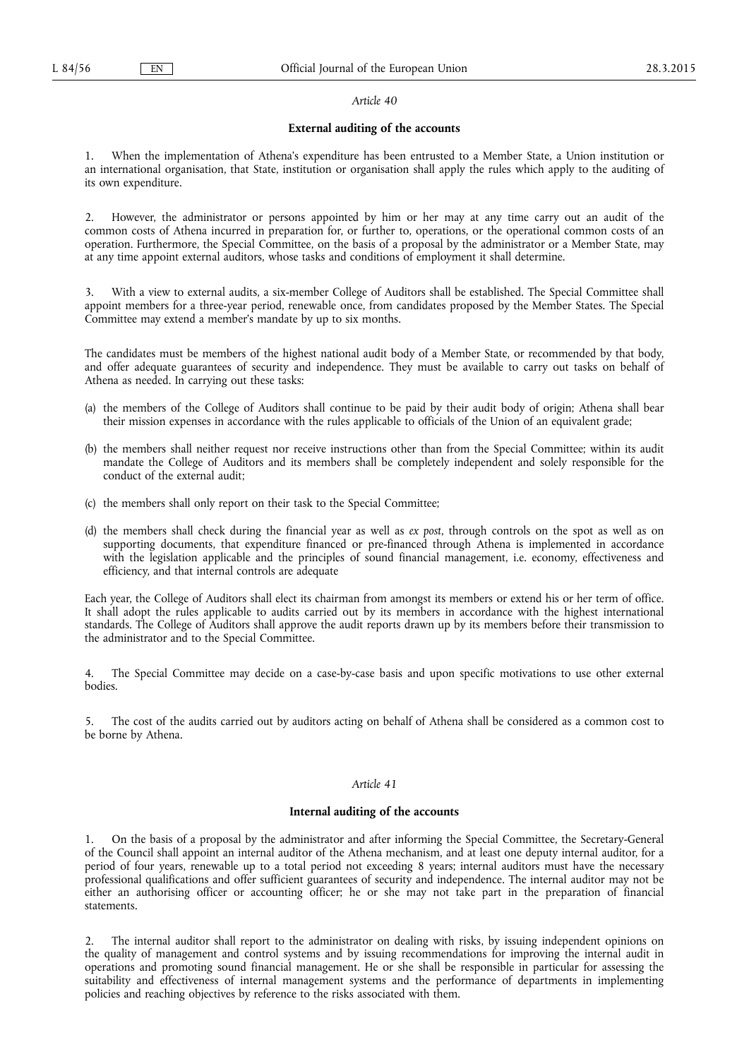*Article 40*

**External auditing of the accounts**

1. When the implementation of Athena's expenditure has been entrusted to a Member State, a Union institution or an international organisation, that State, institution or organisation shall apply the rules which apply to the auditing of its own expenditure.

2. However, the administrator or persons appointed by him or her may at any time carry out an audit of the common costs of Athena incurred in preparation for, or further to, operations, or the operational common costs of an operation. Furthermore, the Special Committee, on the basis of a proposal by the administrator or a Member State, may at any time appoint external auditors, whose tasks and conditions of employment it shall determine.

3. With a view to external audits, a six-member College of Auditors shall be established. The Special Committee shall appoint members for a three-year period, renewable once, from candidates proposed by the Member States. The Special Committee may extend a member's mandate by up to six months.

The candidates must be members of the highest national audit body of a Member State, or recommended by that body, and offer adequate guarantees of security and independence. They must be available to carry out tasks on behalf of Athena as needed. In carrying out these tasks:

(a) the members of the College of Auditors shall continue to be paid by their audit body of origin; Athena shall bear their mission expenses in accordance with the rules applicable to officials of the Union of an equivalent grade;

(b) the members shall neither request nor receive instructions other than from the Special Committee; within its audit mandate the College of Auditors and its members shall be completely independent and solely responsible for the conduct of the external audit;

(c) the members shall only report on their task to the Special Committee;

(d) the members shall check during the financial year as well as *ex post*, through controls on the spot as well as on supporting documents, that expenditure financed or pre-financed through Athena is implemented in accordance with the legislation applicable and the principles of sound financial management, i.e. economy, effectiveness and efficiency, and that internal controls are adequate

Each year, the College of Auditors shall elect its chairman from amongst its members or extend his or her term of office. It shall adopt the rules applicable to audits carried out by its members in accordance with the highest international standards. The College of Auditors shall approve the audit reports drawn up by its members before their transmission to the administrator and to the Special Committee.

4. The Special Committee may decide on a case-by-case basis and upon specific motivations to use other external bodies.

5. The cost of the audits carried out by auditors acting on behalf of Athena shall be considered as a common cost to be borne by Athena.

*Article 41*

**Internal auditing of the accounts**

1. On the basis of a proposal by the administrator and after informing the Special Committee, the Secretary-General of the Council shall appoint an internal auditor of the Athena mechanism, and at least one deputy internal auditor, for a period of four years, renewable up to a total period not exceeding 8 years; internal auditors must have the necessary professional qualifications and offer sufficient guarantees of security and independence. The internal auditor may not be either an authorising officer or accounting officer; he or she may not take part in the preparation of financial statements.

2. The internal auditor shall report to the administrator on dealing with risks, by issuing independent opinions on the quality of management and control systems and by issuing recommendations for improving the internal audit in operations and promoting sound financial management. He or she shall be responsible in particular for assessing the suitability and effectiveness of internal management systems and the performance of departments in implementing policies and reaching objectives by reference to the risks associated with them.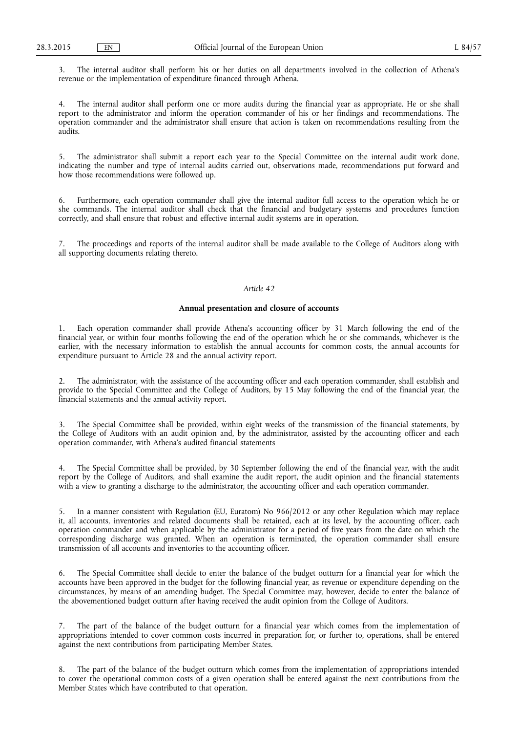3. The internal auditor shall perform his or her duties on all departments involved in the collection of Athena's revenue or the implementation of expenditure financed through Athena.

4. The internal auditor shall perform one or more audits during the financial year as appropriate. He or she shall report to the administrator and inform the operation commander of his or her findings and recommendations. The operation commander and the administrator shall ensure that action is taken on recommendations resulting from the audits.

5. The administrator shall submit a report each year to the Special Committee on the internal audit work done, indicating the number and type of internal audits carried out, observations made, recommendations put forward and how those recommendations were followed up.

6. Furthermore, each operation commander shall give the internal auditor full access to the operation which he or she commands. The internal auditor shall check that the financial and budgetary systems and procedures function correctly, and shall ensure that robust and effective internal audit systems are in operation.

7. The proceedings and reports of the internal auditor shall be made available to the College of Auditors along with all supporting documents relating thereto.

*Article 42*

**Annual presentation and closure of accounts**

1. Each operation commander shall provide Athena's accounting officer by 31 March following the end of the financial year, or within four months following the end of the operation which he or she commands, whichever is the earlier, with the necessary information to establish the annual accounts for common costs, the annual accounts for expenditure pursuant to Article 28 and the annual activity report.

2. The administrator, with the assistance of the accounting officer and each operation commander, shall establish and provide to the Special Committee and the College of Auditors, by 15 May following the end of the financial year, the financial statements and the annual activity report.

3. The Special Committee shall be provided, within eight weeks of the transmission of the financial statements, by the College of Auditors with an audit opinion and, by the administrator, assisted by the accounting officer and each operation commander, with Athena's audited financial statements

4. The Special Committee shall be provided, by 30 September following the end of the financial year, with the audit report by the College of Auditors, and shall examine the audit report, the audit opinion and the financial statements with a view to granting a discharge to the administrator, the accounting officer and each operation commander.

5. In a manner consistent with Regulation (EU, Euratom) No 966/2012 or any other Regulation which may replace it, all accounts, inventories and related documents shall be retained, each at its level, by the accounting officer, each operation commander and when applicable by the administrator for a period of five years from the date on which the corresponding discharge was granted. When an operation is terminated, the operation commander shall ensure transmission of all accounts and inventories to the accounting officer.

6. The Special Committee shall decide to enter the balance of the budget outturn for a financial year for which the accounts have been approved in the budget for the following financial year, as revenue or expenditure depending on the circumstances, by means of an amending budget. The Special Committee may, however, decide to enter the balance of the abovementioned budget outturn after having received the audit opinion from the College of Auditors.

7. The part of the balance of the budget outturn for a financial year which comes from the implementation of appropriations intended to cover common costs incurred in preparation for, or further to, operations, shall be entered against the next contributions from participating Member States.

8. The part of the balance of the budget outturn which comes from the implementation of appropriations intended to cover the operational common costs of a given operation shall be entered against the next contributions from the Member States which have contributed to that operation.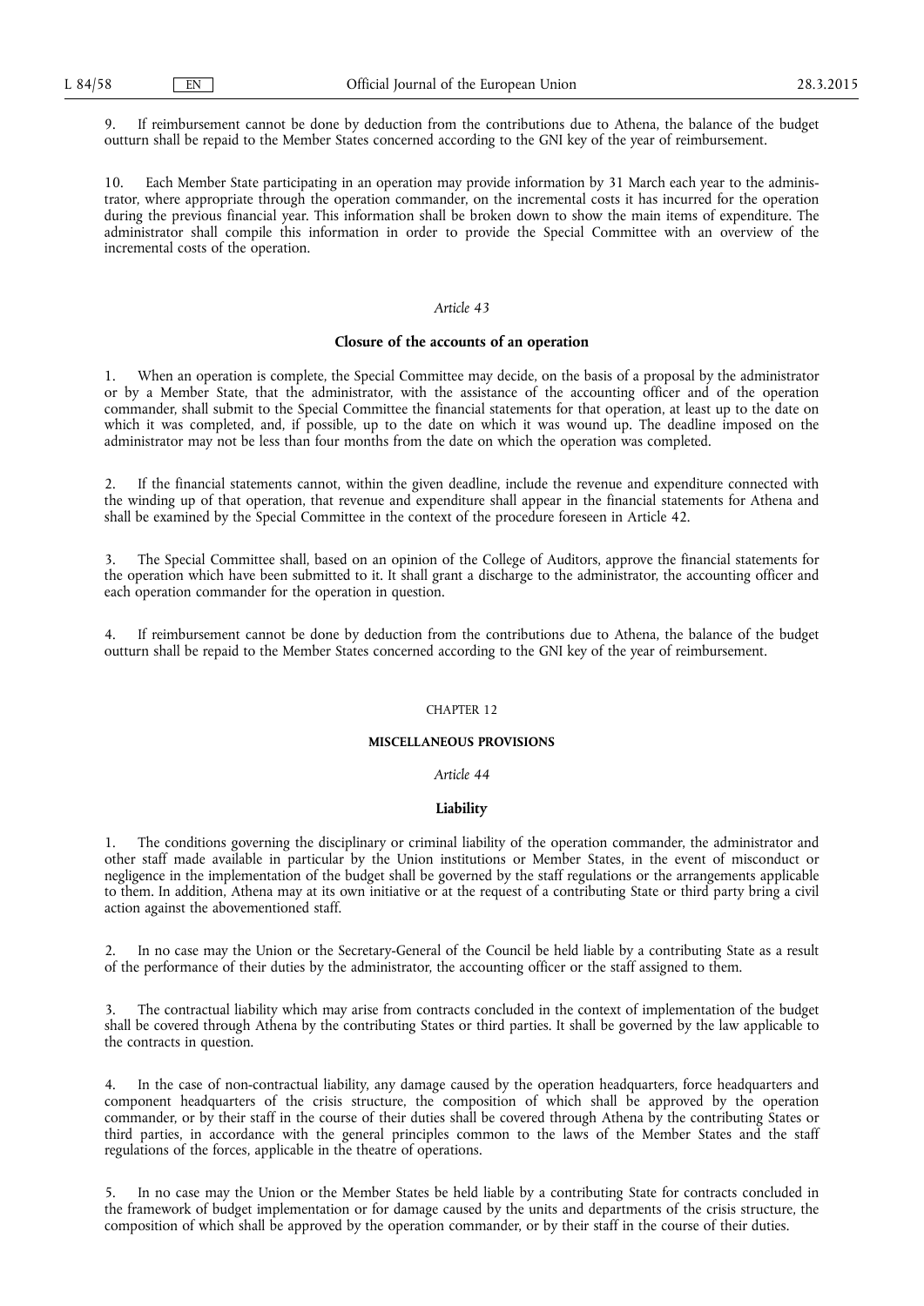9. If reimbursement cannot be done by deduction from the contributions due to Athena, the balance of the budget outturn shall be repaid to the Member States concerned according to the GNI key of the year of reimbursement.

10. Each Member State participating in an operation may provide information by 31 March each year to the administrator, where appropriate through the operation commander, on the incremental costs it has incurred for the operation during the previous financial year. This information shall be broken down to show the main items of expenditure. The administrator shall compile this information in order to provide the Special Committee with an overview of the incremental costs of the operation.

*Article 43*

**Closure of the accounts of an operation**

1. When an operation is complete, the Special Committee may decide, on the basis of a proposal by the administrator or by a Member State, that the administrator, with the assistance of the accounting officer and of the operation commander, shall submit to the Special Committee the financial statements for that operation, at least up to the date on which it was completed, and, if possible, up to the date on which it was wound up. The deadline imposed on the administrator may not be less than four months from the date on which the operation was completed.

2. If the financial statements cannot, within the given deadline, include the revenue and expenditure connected with the winding up of that operation, that revenue and expenditure shall appear in the financial statements for Athena and shall be examined by the Special Committee in the context of the procedure foreseen in Article 42.

3. The Special Committee shall, based on an opinion of the College of Auditors, approve the financial statements for the operation which have been submitted to it. It shall grant a discharge to the administrator, the accounting officer and each operation commander for the operation in question.

4. If reimbursement cannot be done by deduction from the contributions due to Athena, the balance of the budget outturn shall be repaid to the Member States concerned according to the GNI key of the year of reimbursement.

CHAPTER 12

**MISCELLANEOUS PROVISIONS**

*Article 44*

**Liability**

1. The conditions governing the disciplinary or criminal liability of the operation commander, the administrator and other staff made available in particular by the Union institutions or Member States, in the event of misconduct or negligence in the implementation of the budget shall be governed by the staff regulations or the arrangements applicable to them. In addition, Athena may at its own initiative or at the request of a contributing State or third party bring a civil action against the abovementioned staff.

2. In no case may the Union or the Secretary-General of the Council be held liable by a contributing State as a result of the performance of their duties by the administrator, the accounting officer or the staff assigned to them.

3. The contractual liability which may arise from contracts concluded in the context of implementation of the budget shall be covered through Athena by the contributing States or third parties. It shall be governed by the law applicable to the contracts in question.

4. In the case of non-contractual liability, any damage caused by the operation headquarters, force headquarters and component headquarters of the crisis structure, the composition of which shall be approved by the operation commander, or by their staff in the course of their duties shall be covered through Athena by the contributing States or third parties, in accordance with the general principles common to the laws of the Member States and the staff regulations of the forces, applicable in the theatre of operations.

5. In no case may the Union or the Member States be held liable by a contributing State for contracts concluded in the framework of budget implementation or for damage caused by the units and departments of the crisis structure, the composition of which shall be approved by the operation commander, or by their staff in the course of their duties.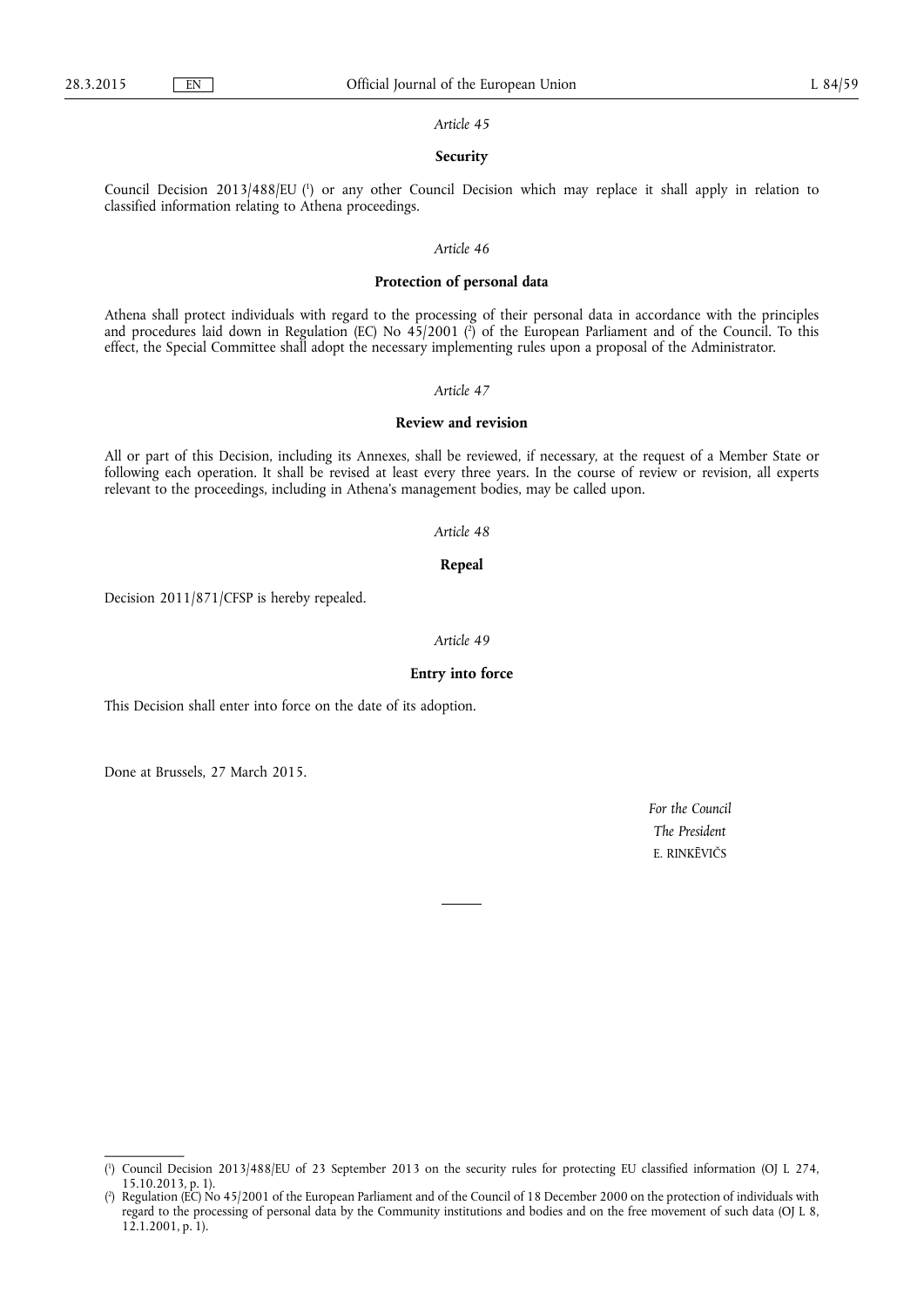*Article 45*

**Security**

Council Decision 2013/488/EU [1] or any other Council Decision which may replace it shall apply in relation to classified information relating to Athena proceedings.

*Article 46*

**Protection of personal data**

Athena shall protect individuals with regard to the processing of their personal data in accordance with the principles and procedures laid down in Regulation (EC) No 45/2001 [2] of the European Parliament and of the Council. To this effect, the Special Committee shall adopt the necessary implementing rules upon a proposal of the Administrator.

*Article 47*

**Review and revision**

All or part of this Decision, including its Annexes, shall be reviewed, if necessary, at the request of a Member State or following each operation. It shall be revised at least every three years. In the course of review or revision, all experts relevant to the proceedings, including in Athena's management bodies, may be called upon.

*Article 48*

**Repeal**

Decision 2011/871/CFSP is hereby repealed.

*Article 49*

**Entry into force**

This Decision shall enter into force on the date of its adoption.

Done at Brussels, 27 March 2015.

*For the Council*

*The President*

E. RINKĒVIČS

---

[1] Council Decision 2013/488/EU of 23 September 2013 on the security rules for protecting EU classified information (OJ L 274, 15.10.2013, p. 1).

[2] Regulation (EC) No 45/2001 of the European Parliament and of the Council of 18 December 2000 on the protection of individuals with regard to the processing of personal data by the Community institutions and bodies and on the free movement of such data (OJ L 8, 12.1.2001, p. 1).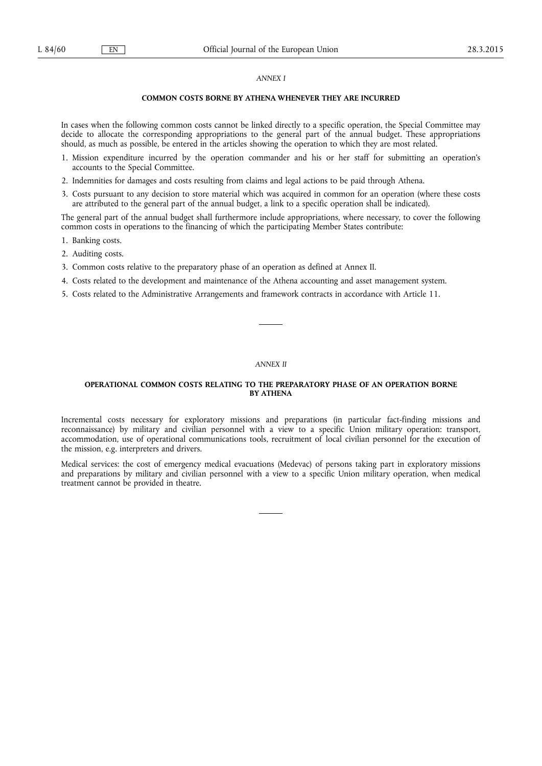*ANNEX I*

**COMMON COSTS BORNE BY ATHENA WHENEVER THEY ARE INCURRED**

In cases when the following common costs cannot be linked directly to a specific operation, the Special Committee may decide to allocate the corresponding appropriations to the general part of the annual budget. These appropriations should, as much as possible, be entered in the articles showing the operation to which they are most related.

1. Mission expenditure incurred by the operation commander and his or her staff for submitting an operation's accounts to the Special Committee.
2. Indemnities for damages and costs resulting from claims and legal actions to be paid through Athena.
3. Costs pursuant to any decision to store material which was acquired in common for an operation (where these costs are attributed to the general part of the annual budget, a link to a specific operation shall be indicated).

The general part of the annual budget shall furthermore include appropriations, where necessary, to cover the following common costs in operations to the financing of which the participating Member States contribute:

1. Banking costs.
2. Auditing costs.
3. Common costs relative to the preparatory phase of an operation as defined at Annex II.
4. Costs related to the development and maintenance of the Athena accounting and asset management system.
5. Costs related to the Administrative Arrangements and framework contracts in accordance with Article 11.

*ANNEX II*

**OPERATIONAL COMMON COSTS RELATING TO THE PREPARATORY PHASE OF AN OPERATION BORNE BY ATHENA**

Incremental costs necessary for exploratory missions and preparations (in particular fact-finding missions and reconnaissance) by military and civilian personnel with a view to a specific Union military operation: transport, accommodation, use of operational communications tools, recruitment of local civilian personnel for the execution of the mission, e.g. interpreters and drivers.

Medical services: the cost of emergency medical evacuations (Medevac) of persons taking part in exploratory missions and preparations by military and civilian personnel with a view to a specific Union military operation, when medical treatment cannot be provided in theatre.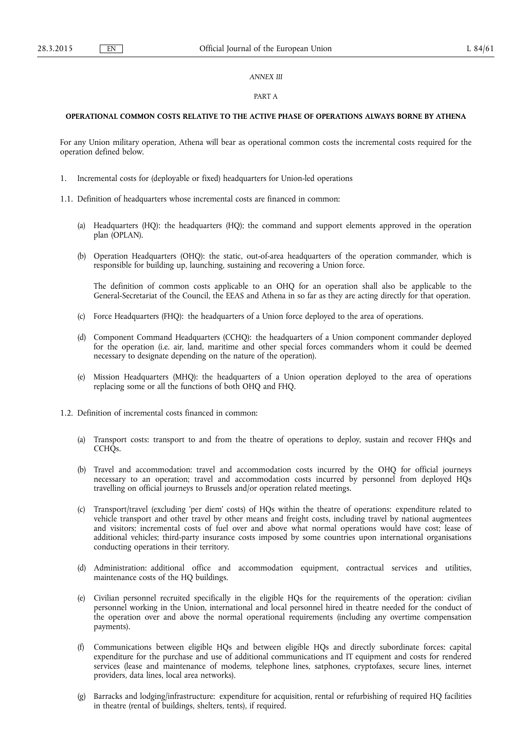*ANNEX III*

PART A

**OPERATIONAL COMMON COSTS RELATIVE TO THE ACTIVE PHASE OF OPERATIONS ALWAYS BORNE BY ATHENA**

For any Union military operation, Athena will bear as operational common costs the incremental costs required for the operation defined below.

1. Incremental costs for (deployable or fixed) headquarters for Union-led operations

1.1. Definition of headquarters whose incremental costs are financed in common:

(a) Headquarters (HQ): the headquarters (HQ); the command and support elements approved in the operation plan (OPLAN).

(b) Operation Headquarters (OHQ): the static, out-of-area headquarters of the operation commander, which is responsible for building up, launching, sustaining and recovering a Union force.

The definition of common costs applicable to an OHQ for an operation shall also be applicable to the General-Secretariat of the Council, the EEAS and Athena in so far as they are acting directly for that operation.

(c) Force Headquarters (FHQ): the headquarters of a Union force deployed to the area of operations.

(d) Component Command Headquarters (CCHQ): the headquarters of a Union component commander deployed for the operation (i.e. air, land, maritime and other special forces commanders whom it could be deemed necessary to designate depending on the nature of the operation).

(e) Mission Headquarters (MHQ): the headquarters of a Union operation deployed to the area of operations replacing some or all the functions of both OHQ and FHQ.

1.2. Definition of incremental costs financed in common:

(a) Transport costs: transport to and from the theatre of operations to deploy, sustain and recover FHQs and CCHQs.

(b) Travel and accommodation: travel and accommodation costs incurred by the OHQ for official journeys necessary to an operation; travel and accommodation costs incurred by personnel from deployed HQs travelling on official journeys to Brussels and/or operation related meetings.

(c) Transport/travel (excluding 'per diem' costs) of HQs within the theatre of operations: expenditure related to vehicle transport and other travel by other means and freight costs, including travel by national augmentees and visitors; incremental costs of fuel over and above what normal operations would have cost; lease of additional vehicles; third-party insurance costs imposed by some countries upon international organisations conducting operations in their territory.

(d) Administration: additional office and accommodation equipment, contractual services and utilities, maintenance costs of the HQ buildings.

(e) Civilian personnel recruited specifically in the eligible HQs for the requirements of the operation: civilian personnel working in the Union, international and local personnel hired in theatre needed for the conduct of the operation over and above the normal operational requirements (including any overtime compensation payments).

(f) Communications between eligible HQs and between eligible HQs and directly subordinate forces: capital expenditure for the purchase and use of additional communications and IT equipment and costs for rendered services (lease and maintenance of modems, telephone lines, satphones, cryptofaxes, secure lines, internet providers, data lines, local area networks).

(g) Barracks and lodging/infrastructure: expenditure for acquisition, rental or refurbishing of required HQ facilities in theatre (rental of buildings, shelters, tents), if required.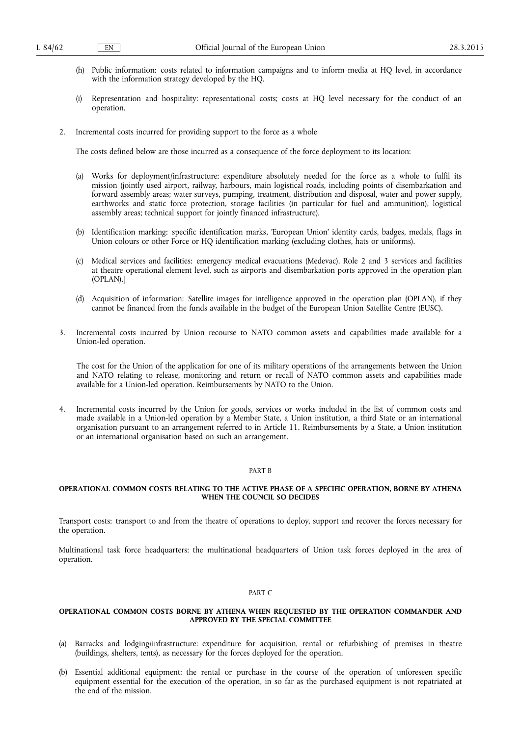(h) Public information: costs related to information campaigns and to inform media at HQ level, in accordance with the information strategy developed by the HQ.

(i) Representation and hospitality: representational costs; costs at HQ level necessary for the conduct of an operation.

2. Incremental costs incurred for providing support to the force as a whole

The costs defined below are those incurred as a consequence of the force deployment to its location:

(a) Works for deployment/infrastructure: expenditure absolutely needed for the force as a whole to fulfil its mission (jointly used airport, railway, harbours, main logistical roads, including points of disembarkation and forward assembly areas; water surveys, pumping, treatment, distribution and disposal, water and power supply, earthworks and static force protection, storage facilities (in particular for fuel and ammunition), logistical assembly areas; technical support for jointly financed infrastructure).

(b) Identification marking: specific identification marks, 'European Union' identity cards, badges, medals, flags in Union colours or other Force or HQ identification marking (excluding clothes, hats or uniforms).

(c) Medical services and facilities: emergency medical evacuations (Medevac). Role 2 and 3 services and facilities at theatre operational element level, such as airports and disembarkation ports approved in the operation plan (OPLAN).]

(d) Acquisition of information: Satellite images for intelligence approved in the operation plan (OPLAN), if they cannot be financed from the funds available in the budget of the European Union Satellite Centre (EUSC).

3. Incremental costs incurred by Union recourse to NATO common assets and capabilities made available for a Union-led operation.

The cost for the Union of the application for one of its military operations of the arrangements between the Union and NATO relating to release, monitoring and return or recall of NATO common assets and capabilities made available for a Union-led operation. Reimbursements by NATO to the Union.

4. Incremental costs incurred by the Union for goods, services or works included in the list of common costs and made available in a Union-led operation by a Member State, a Union institution, a third State or an international organisation pursuant to an arrangement referred to in Article 11. Reimbursements by a State, a Union institution or an international organisation based on such an arrangement.

PART B

**OPERATIONAL COMMON COSTS RELATING TO THE ACTIVE PHASE OF A SPECIFIC OPERATION, BORNE BY ATHENA WHEN THE COUNCIL SO DECIDES**

Transport costs: transport to and from the theatre of operations to deploy, support and recover the forces necessary for the operation.

Multinational task force headquarters: the multinational headquarters of Union task forces deployed in the area of operation.

PART C

**OPERATIONAL COMMON COSTS BORNE BY ATHENA WHEN REQUESTED BY THE OPERATION COMMANDER AND APPROVED BY THE SPECIAL COMMITTEE**

(a) Barracks and lodging/infrastructure: expenditure for acquisition, rental or refurbishing of premises in theatre (buildings, shelters, tents), as necessary for the forces deployed for the operation.

(b) Essential additional equipment: the rental or purchase in the course of the operation of unforeseen specific equipment essential for the execution of the operation, in so far as the purchased equipment is not repatriated at the end of the mission.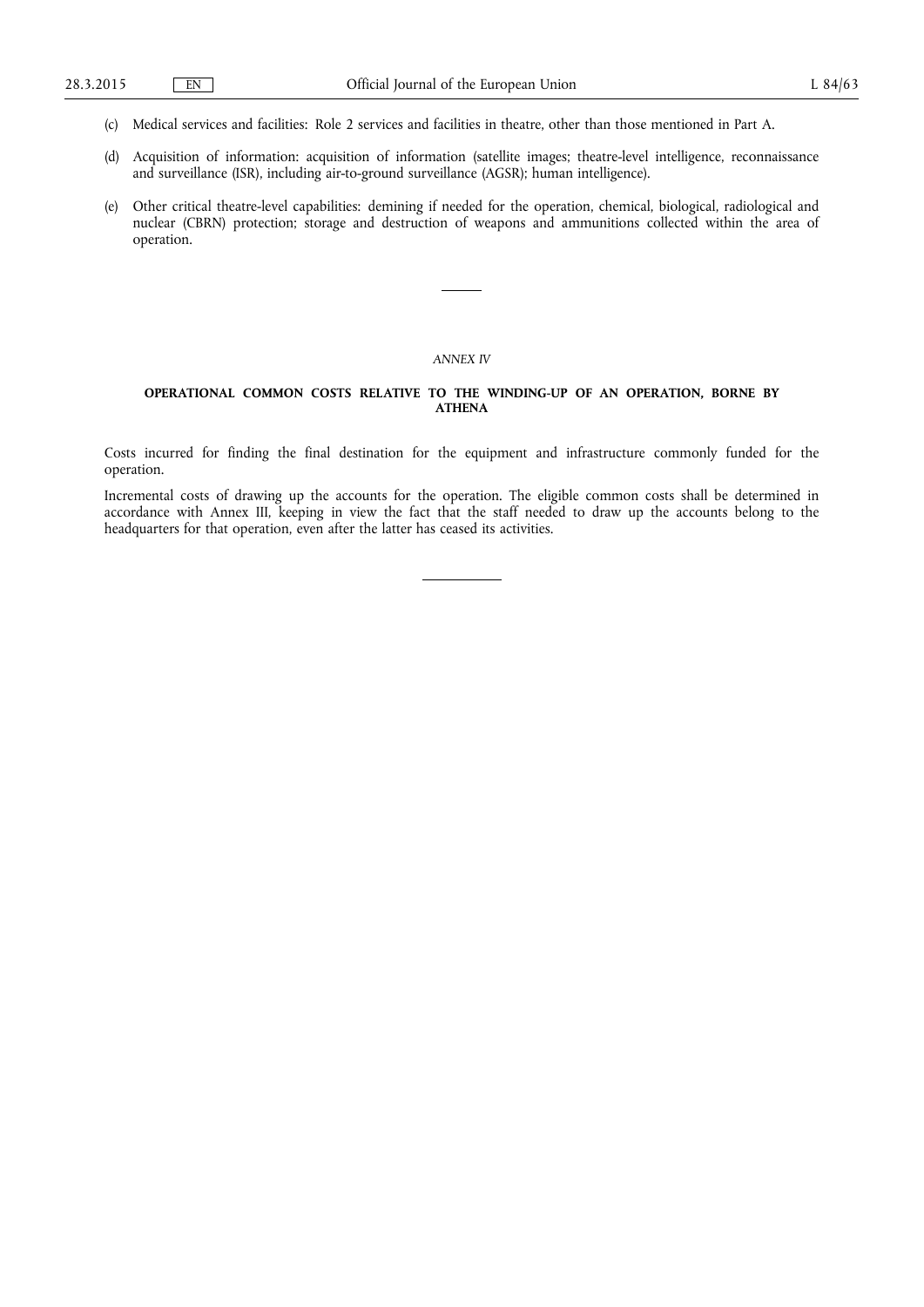(c) Medical services and facilities: Role 2 services and facilities in theatre, other than those mentioned in Part A.

(d) Acquisition of information: acquisition of information (satellite images; theatre-level intelligence, reconnaissance and surveillance (ISR), including air-to-ground surveillance (AGSR); human intelligence).

(e) Other critical theatre-level capabilities: demining if needed for the operation, chemical, biological, radiological and nuclear (CBRN) protection; storage and destruction of weapons and ammunitions collected within the area of operation.

*ANNEX IV*

**OPERATIONAL COMMON COSTS RELATIVE TO THE WINDING-UP OF AN OPERATION, BORNE BY ATHENA**

Costs incurred for finding the final destination for the equipment and infrastructure commonly funded for the operation.

Incremental costs of drawing up the accounts for the operation. The eligible common costs shall be determined in accordance with Annex III, keeping in view the fact that the staff needed to draw up the accounts belong to the headquarters for that operation, even after the latter has ceased its activities.